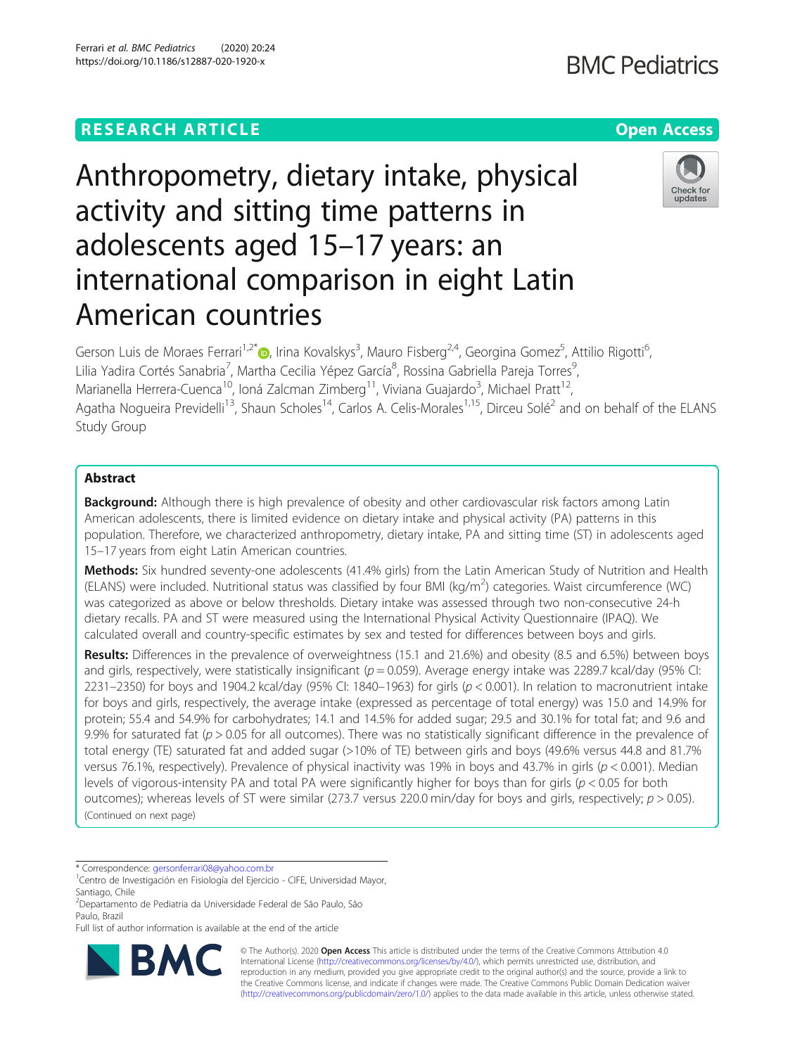RESEARCH ARTICLE

Open Access

# Anthropometry, dietary intake, physical activity and sitting time patterns in adolescents aged 15–17 years: an international comparison in eight Latin American countries

Gerson Luis de Moraes Ferrari[1,2*], Irina Kovalskys[3], Mauro Fisberg[2,4], Georgina Gomez[5], Attilio Rigotti[6], Lilia Yadira Cortés Sanabria[7], Martha Cecilia Yépez García[8], Rossina Gabriella Pareja Torres[9], Marianella Herrera-Cuenca[10], Ioná Zalcman Zimberg[11], Viviana Guajardo[3], Michael Pratt[12], Agatha Nogueira Previdelli[13], Shaun Scholes[14], Carlos A. Celis-Morales[1,15], Dirceu Solé[2] and on behalf of the ELANS Study Group

## Abstract

**Background:** Although there is high prevalence of obesity and other cardiovascular risk factors among Latin American adolescents, there is limited evidence on dietary intake and physical activity (PA) patterns in this population. Therefore, we characterized anthropometry, dietary intake, PA and sitting time (ST) in adolescents aged 15–17 years from eight Latin American countries.

**Methods:** Six hundred seventy-one adolescents (41.4% girls) from the Latin American Study of Nutrition and Health (ELANS) were included. Nutritional status was classified by four BMI (kg/m$^2$) categories. Waist circumference (WC) was categorized as above or below thresholds. Dietary intake was assessed through two non-consecutive 24-h dietary recalls. PA and ST were measured using the International Physical Activity Questionnaire (IPAQ). We calculated overall and country-specific estimates by sex and tested for differences between boys and girls.

**Results:** Differences in the prevalence of overweightness (15.1 and 21.6%) and obesity (8.5 and 6.5%) between boys and girls, respectively, were statistically insignificant ($p = 0.059$). Average energy intake was 2289.7 kcal/day (95% CI: 2231–2350) for boys and 1904.2 kcal/day (95% CI: 1840–1963) for girls ($p < 0.001$). In relation to macronutrient intake for boys and girls, respectively, the average intake (expressed as percentage of total energy) was 15.0 and 14.9% for protein; 55.4 and 54.9% for carbohydrates; 14.1 and 14.5% for added sugar; 29.5 and 30.1% for total fat; and 9.6 and 9.9% for saturated fat ($p > 0.05$ for all outcomes). There was no statistically significant difference in the prevalence of total energy (TE) saturated fat and added sugar (>10% of TE) between girls and boys (49.6% versus 44.8 and 81.7% versus 76.1%, respectively). Prevalence of physical inactivity was 19% in boys and 43.7% in girls ($p < 0.001$). Median levels of vigorous-intensity PA and total PA were significantly higher for boys than for girls ($p < 0.05$ for both outcomes); whereas levels of ST were similar (273.7 versus 220.0 min/day for boys and girls, respectively; $p > 0.05$).

(Continued on next page)

* Correspondence: gersonferrari08@yahoo.com.br
[1]Centro de Investigación en Fisiología del Ejercicio - CIFE, Universidad Mayor, Santiago, Chile
[2]Departamento de Pediatria da Universidade Federal de São Paulo, São Paulo, Brazil
Full list of author information is available at the end of the article

© The Author(s). 2020 **Open Access** This article is distributed under the terms of the Creative Commons Attribution 4.0 International License (http://creativecommons.org/licenses/by/4.0/), which permits unrestricted use, distribution, and reproduction in any medium, provided you give appropriate credit to the original author(s) and the source, provide a link to the Creative Commons license, and indicate if changes were made. The Creative Commons Public Domain Dedication waiver (http://creativecommons.org/publicdomain/zero/1.0/) applies to the data made available in this article, unless otherwise stated.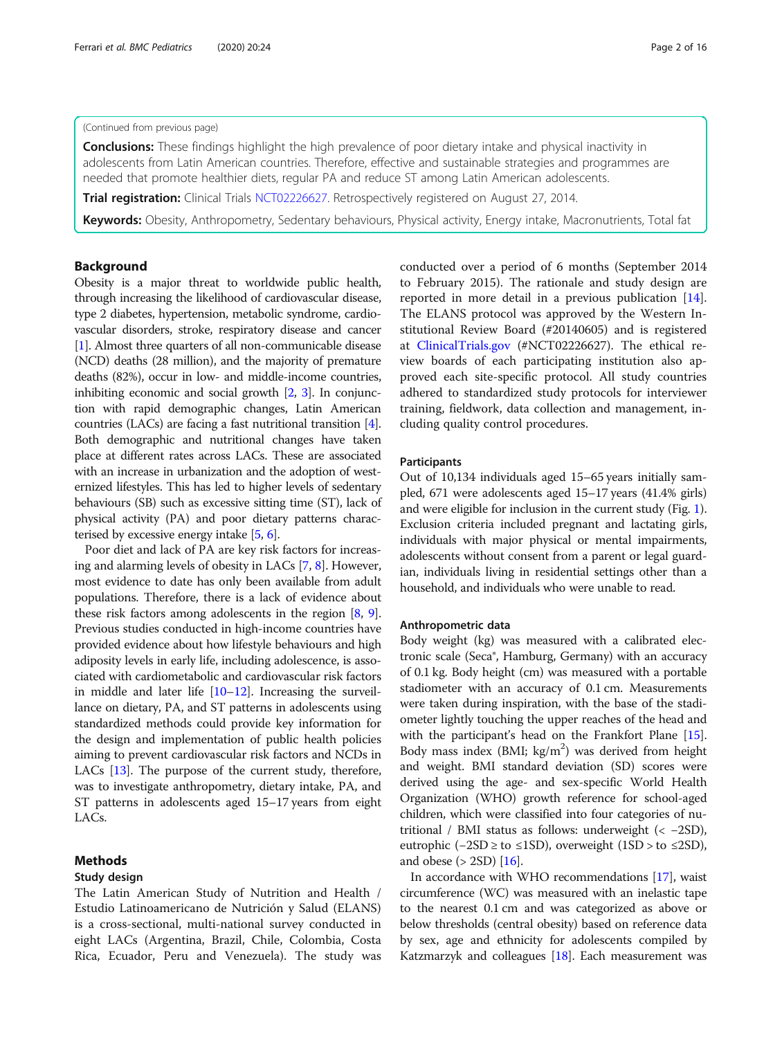(Continued from previous page)

**Conclusions:** These findings highlight the high prevalence of poor dietary intake and physical inactivity in adolescents from Latin American countries. Therefore, effective and sustainable strategies and programmes are needed that promote healthier diets, regular PA and reduce ST among Latin American adolescents.

**Trial registration:** Clinical Trials NCT02226627. Retrospectively registered on August 27, 2014.

**Keywords:** Obesity, Anthropometry, Sedentary behaviours, Physical activity, Energy intake, Macronutrients, Total fat

## Background

Obesity is a major threat to worldwide public health, through increasing the likelihood of cardiovascular disease, type 2 diabetes, hypertension, metabolic syndrome, cardiovascular disorders, stroke, respiratory disease and cancer [1]. Almost three quarters of all non-communicable disease (NCD) deaths (28 million), and the majority of premature deaths (82%), occur in low- and middle-income countries, inhibiting economic and social growth [2, 3]. In conjunction with rapid demographic changes, Latin American countries (LACs) are facing a fast nutritional transition [4]. Both demographic and nutritional changes have taken place at different rates across LACs. These are associated with an increase in urbanization and the adoption of westernized lifestyles. This has led to higher levels of sedentary behaviours (SB) such as excessive sitting time (ST), lack of physical activity (PA) and poor dietary patterns characterised by excessive energy intake [5, 6].

Poor diet and lack of PA are key risk factors for increasing and alarming levels of obesity in LACs [7, 8]. However, most evidence to date has only been available from adult populations. Therefore, there is a lack of evidence about these risk factors among adolescents in the region [8, 9]. Previous studies conducted in high-income countries have provided evidence about how lifestyle behaviours and high adiposity levels in early life, including adolescence, is associated with cardiometabolic and cardiovascular risk factors in middle and later life [10–12]. Increasing the surveillance on dietary, PA, and ST patterns in adolescents using standardized methods could provide key information for the design and implementation of public health policies aiming to prevent cardiovascular risk factors and NCDs in LACs [13]. The purpose of the current study, therefore, was to investigate anthropometry, dietary intake, PA, and ST patterns in adolescents aged 15–17 years from eight LACs.

## Methods

### Study design

The Latin American Study of Nutrition and Health / Estudio Latinoamericano de Nutrición y Salud (ELANS) is a cross-sectional, multi-national survey conducted in eight LACs (Argentina, Brazil, Chile, Colombia, Costa Rica, Ecuador, Peru and Venezuela). The study was conducted over a period of 6 months (September 2014 to February 2015). The rationale and study design are reported in more detail in a previous publication [14]. The ELANS protocol was approved by the Western Institutional Review Board (#20140605) and is registered at ClinicalTrials.gov (#NCT02226627). The ethical review boards of each participating institution also approved each site-specific protocol. All study countries adhered to standardized study protocols for interviewer training, fieldwork, data collection and management, including quality control procedures.

### Participants

Out of 10,134 individuals aged 15–65 years initially sampled, 671 were adolescents aged 15–17 years (41.4% girls) and were eligible for inclusion in the current study (Fig. 1). Exclusion criteria included pregnant and lactating girls, individuals with major physical or mental impairments, adolescents without consent from a parent or legal guardian, individuals living in residential settings other than a household, and individuals who were unable to read.

### Anthropometric data

Body weight (kg) was measured with a calibrated electronic scale (Seca®, Hamburg, Germany) with an accuracy of 0.1 kg. Body height (cm) was measured with a portable stadiometer with an accuracy of 0.1 cm. Measurements were taken during inspiration, with the base of the stadiometer lightly touching the upper reaches of the head and with the participant's head on the Frankfort Plane [15]. Body mass index (BMI; kg/m$^2$) was derived from height and weight. BMI standard deviation (SD) scores were derived using the age- and sex-specific World Health Organization (WHO) growth reference for school-aged children, which were classified into four categories of nutritional / BMI status as follows: underweight (< −2SD), eutrophic (−2SD ≥ to ≤1SD), overweight (1SD > to ≤2SD), and obese (> 2SD) [16].

In accordance with WHO recommendations [17], waist circumference (WC) was measured with an inelastic tape to the nearest 0.1 cm and was categorized as above or below thresholds (central obesity) based on reference data by sex, age and ethnicity for adolescents compiled by Katzmarzyk and colleagues [18]. Each measurement was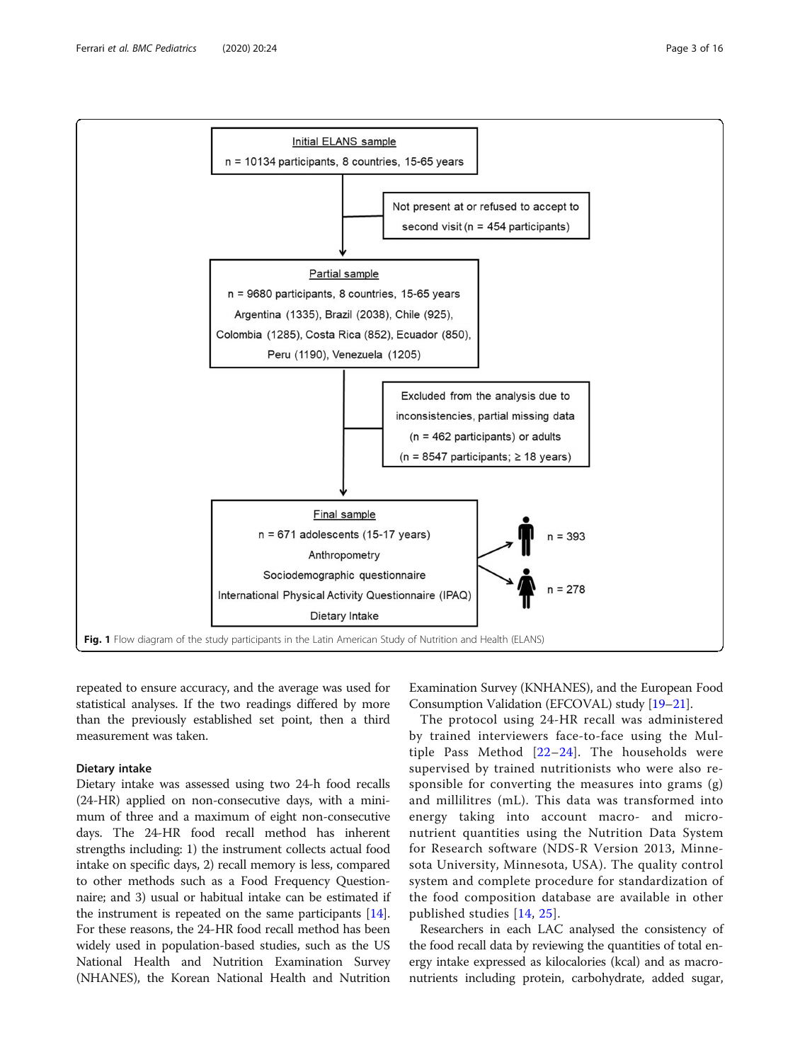Initial ELANS sample

n = 10134 participants, 8 countries, 15-65 years

Not present at or refused to accept to second visit (n = 454 participants)

Partial sample

n = 9680 participants, 8 countries, 15-65 years

Argentina (1335), Brazil (2038), Chile (925), Colombia (1285), Costa Rica (852), Ecuador (850), Peru (1190), Venezuela (1205)

Excluded from the analysis due to inconsistencies, partial missing data (n = 462 participants) or adults (n = 8547 participants; ≥ 18 years)

Final sample

n = 671 adolescents (15-17 years)

Anthropometry

Sociodemographic questionnaire

International Physical Activity Questionnaire (IPAQ)

Dietary Intake

n = 393

n = 278

**Fig. 1** Flow diagram of the study participants in the Latin American Study of Nutrition and Health (ELANS)

repeated to ensure accuracy, and the average was used for statistical analyses. If the two readings differed by more than the previously established set point, then a third measurement was taken.

### Dietary intake

Dietary intake was assessed using two 24-h food recalls (24-HR) applied on non-consecutive days, with a minimum of three and a maximum of eight non-consecutive days. The 24-HR food recall method has inherent strengths including: 1) the instrument collects actual food intake on specific days, 2) recall memory is less, compared to other methods such as a Food Frequency Questionnaire; and 3) usual or habitual intake can be estimated if the instrument is repeated on the same participants [14]. For these reasons, the 24-HR food recall method has been widely used in population-based studies, such as the US National Health and Nutrition Examination Survey (NHANES), the Korean National Health and Nutrition Examination Survey (KNHANES), and the European Food Consumption Validation (EFCOVAL) study [19–21].

The protocol using 24-HR recall was administered by trained interviewers face-to-face using the Multiple Pass Method [22–24]. The households were supervised by trained nutritionists who were also responsible for converting the measures into grams (g) and millilitres (mL). This data was transformed into energy taking into account macro- and micronutrient quantities using the Nutrition Data System for Research software (NDS-R Version 2013, Minnesota University, Minnesota, USA). The quality control system and complete procedure for standardization of the food composition database are available in other published studies [14, 25].

Researchers in each LAC analysed the consistency of the food recall data by reviewing the quantities of total energy intake expressed as kilocalories (kcal) and as macronutrients including protein, carbohydrate, added sugar,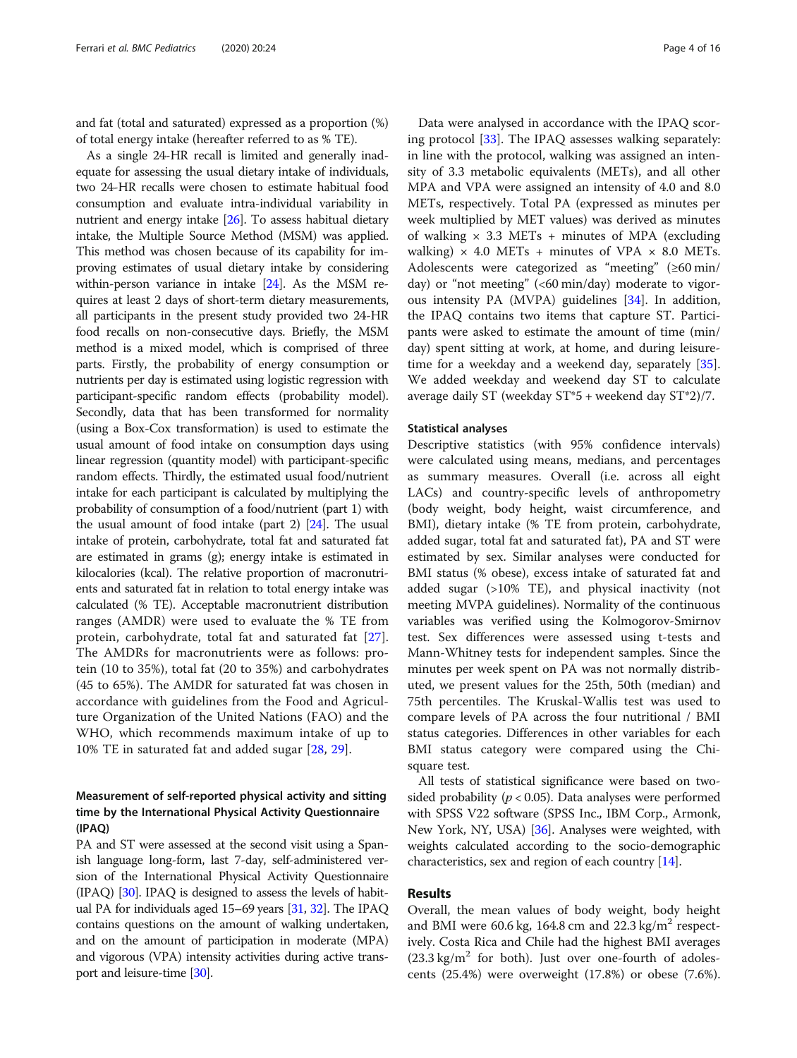and fat (total and saturated) expressed as a proportion (%) of total energy intake (hereafter referred to as % TE).

As a single 24-HR recall is limited and generally inadequate for assessing the usual dietary intake of individuals, two 24-HR recalls were chosen to estimate habitual food consumption and evaluate intra-individual variability in nutrient and energy intake [26]. To assess habitual dietary intake, the Multiple Source Method (MSM) was applied. This method was chosen because of its capability for improving estimates of usual dietary intake by considering within-person variance in intake [24]. As the MSM requires at least 2 days of short-term dietary measurements, all participants in the present study provided two 24-HR food recalls on non-consecutive days. Briefly, the MSM method is a mixed model, which is comprised of three parts. Firstly, the probability of energy consumption or nutrients per day is estimated using logistic regression with participant-specific random effects (probability model). Secondly, data that has been transformed for normality (using a Box-Cox transformation) is used to estimate the usual amount of food intake on consumption days using linear regression (quantity model) with participant-specific random effects. Thirdly, the estimated usual food/nutrient intake for each participant is calculated by multiplying the probability of consumption of a food/nutrient (part 1) with the usual amount of food intake (part 2) [24]. The usual intake of protein, carbohydrate, total fat and saturated fat are estimated in grams (g); energy intake is estimated in kilocalories (kcal). The relative proportion of macronutrients and saturated fat in relation to total energy intake was calculated (% TE). Acceptable macronutrient distribution ranges (AMDR) were used to evaluate the % TE from protein, carbohydrate, total fat and saturated fat [27]. The AMDRs for macronutrients were as follows: protein (10 to 35%), total fat (20 to 35%) and carbohydrates (45 to 65%). The AMDR for saturated fat was chosen in accordance with guidelines from the Food and Agriculture Organization of the United Nations (FAO) and the WHO, which recommends maximum intake of up to 10% TE in saturated fat and added sugar [28, 29].

## Measurement of self-reported physical activity and sitting time by the International Physical Activity Questionnaire (IPAQ)

PA and ST were assessed at the second visit using a Spanish language long-form, last 7-day, self-administered version of the International Physical Activity Questionnaire (IPAQ) [30]. IPAQ is designed to assess the levels of habitual PA for individuals aged 15–69 years [31, 32]. The IPAQ contains questions on the amount of walking undertaken, and on the amount of participation in moderate (MPA) and vigorous (VPA) intensity activities during active transport and leisure-time [30].

Data were analysed in accordance with the IPAQ scoring protocol [33]. The IPAQ assesses walking separately: in line with the protocol, walking was assigned an intensity of 3.3 metabolic equivalents (METs), and all other MPA and VPA were assigned an intensity of 4.0 and 8.0 METs, respectively. Total PA (expressed as minutes per week multiplied by MET values) was derived as minutes of walking × 3.3 METs + minutes of MPA (excluding walking) × 4.0 METs + minutes of VPA × 8.0 METs. Adolescents were categorized as "meeting" (≥60 min/day) or "not meeting" (<60 min/day) moderate to vigorous intensity PA (MVPA) guidelines [34]. In addition, the IPAQ contains two items that capture ST. Participants were asked to estimate the amount of time (min/day) spent sitting at work, at home, and during leisure-time for a weekday and a weekend day, separately [35]. We added weekday and weekend day ST to calculate average daily ST (weekday ST*5 + weekend day ST*2)/7.

### Statistical analyses

Descriptive statistics (with 95% confidence intervals) were calculated using means, medians, and percentages as summary measures. Overall (i.e. across all eight LACs) and country-specific levels of anthropometry (body weight, body height, waist circumference, and BMI), dietary intake (% TE from protein, carbohydrate, added sugar, total fat and saturated fat), PA and ST were estimated by sex. Similar analyses were conducted for BMI status (% obese), excess intake of saturated fat and added sugar (>10% TE), and physical inactivity (not meeting MVPA guidelines). Normality of the continuous variables was verified using the Kolmogorov-Smirnov test. Sex differences were assessed using t-tests and Mann-Whitney tests for independent samples. Since the minutes per week spent on PA was not normally distributed, we present values for the 25th, 50th (median) and 75th percentiles. The Kruskal-Wallis test was used to compare levels of PA across the four nutritional / BMI status categories. Differences in other variables for each BMI status category were compared using the Chi-square test.

All tests of statistical significance were based on two-sided probability ($p < 0.05$). Data analyses were performed with SPSS V22 software (SPSS Inc., IBM Corp., Armonk, New York, NY, USA) [36]. Analyses were weighted, with weights calculated according to the socio-demographic characteristics, sex and region of each country [14].

## Results

Overall, the mean values of body weight, body height and BMI were 60.6 kg, 164.8 cm and 22.3 kg/m$^2$ respectively. Costa Rica and Chile had the highest BMI averages (23.3 kg/m$^2$ for both). Just over one-fourth of adolescents (25.4%) were overweight (17.8%) or obese (7.6%).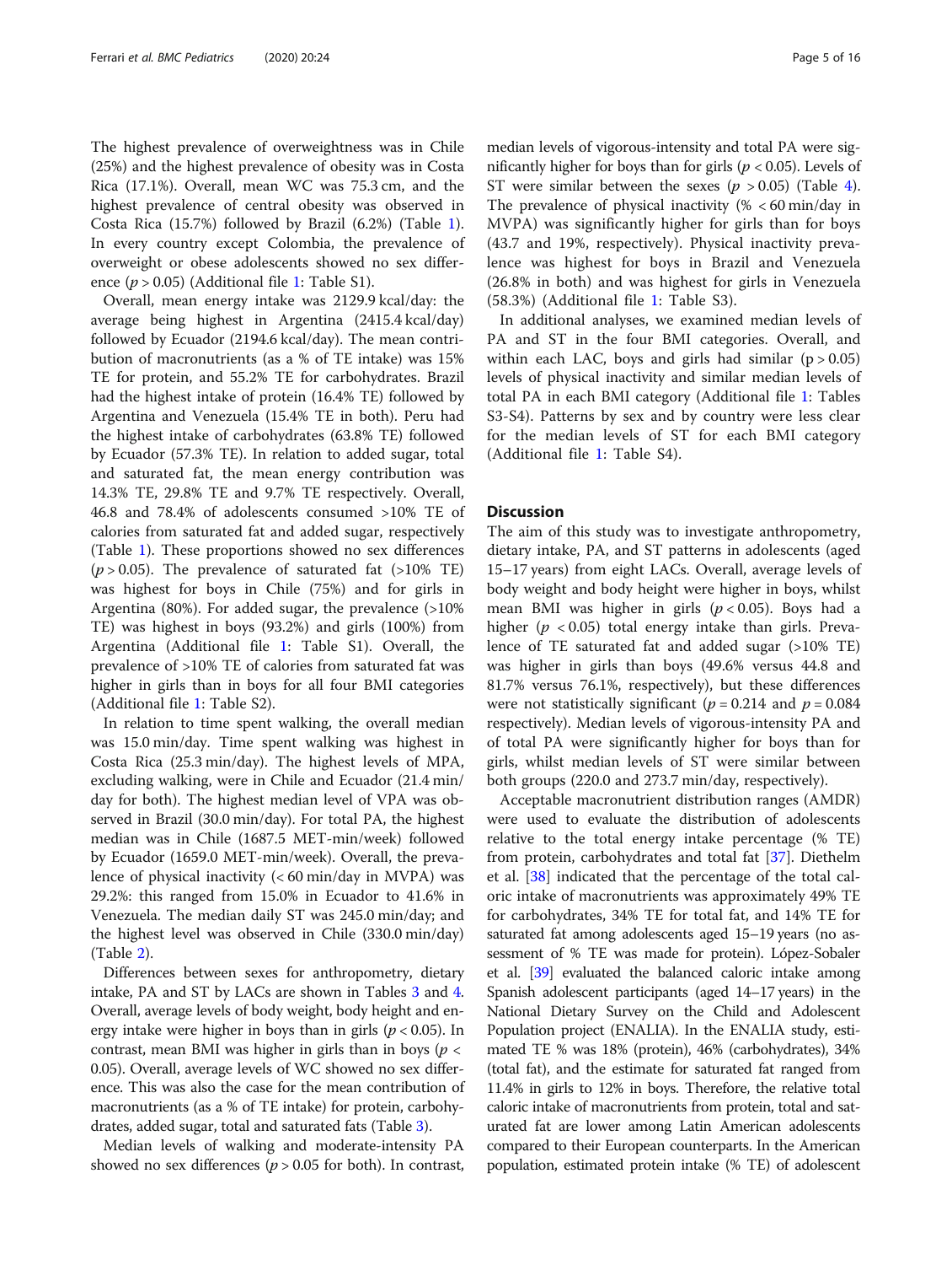The highest prevalence of overweightness was in Chile (25%) and the highest prevalence of obesity was in Costa Rica (17.1%). Overall, mean WC was 75.3 cm, and the highest prevalence of central obesity was observed in Costa Rica (15.7%) followed by Brazil (6.2%) (Table 1). In every country except Colombia, the prevalence of overweight or obese adolescents showed no sex difference ($p > 0.05$) (Additional file 1: Table S1).

Overall, mean energy intake was 2129.9 kcal/day: the average being highest in Argentina (2415.4 kcal/day) followed by Ecuador (2194.6 kcal/day). The mean contribution of macronutrients (as a % of TE intake) was 15% TE for protein, and 55.2% TE for carbohydrates. Brazil had the highest intake of protein (16.4% TE) followed by Argentina and Venezuela (15.4% TE in both). Peru had the highest intake of carbohydrates (63.8% TE) followed by Ecuador (57.3% TE). In relation to added sugar, total and saturated fat, the mean energy contribution was 14.3% TE, 29.8% TE and 9.7% TE respectively. Overall, 46.8 and 78.4% of adolescents consumed >10% TE of calories from saturated fat and added sugar, respectively (Table 1). These proportions showed no sex differences ($p > 0.05$). The prevalence of saturated fat (>10% TE) was highest for boys in Chile (75%) and for girls in Argentina (80%). For added sugar, the prevalence (>10% TE) was highest in boys (93.2%) and girls (100%) from Argentina (Additional file 1: Table S1). Overall, the prevalence of >10% TE of calories from saturated fat was higher in girls than in boys for all four BMI categories (Additional file 1: Table S2).

In relation to time spent walking, the overall median was 15.0 min/day. Time spent walking was highest in Costa Rica (25.3 min/day). The highest levels of MPA, excluding walking, were in Chile and Ecuador (21.4 min/day for both). The highest median level of VPA was observed in Brazil (30.0 min/day). For total PA, the highest median was in Chile (1687.5 MET-min/week) followed by Ecuador (1659.0 MET-min/week). Overall, the prevalence of physical inactivity (< 60 min/day in MVPA) was 29.2%: this ranged from 15.0% in Ecuador to 41.6% in Venezuela. The median daily ST was 245.0 min/day; and the highest level was observed in Chile (330.0 min/day) (Table 2).

Differences between sexes for anthropometry, dietary intake, PA and ST by LACs are shown in Tables 3 and 4. Overall, average levels of body weight, body height and energy intake were higher in boys than in girls ($p < 0.05$). In contrast, mean BMI was higher in girls than in boys ($p < 0.05$). Overall, average levels of WC showed no sex difference. This was also the case for the mean contribution of macronutrients (as a % of TE intake) for protein, carbohydrates, added sugar, total and saturated fats (Table 3).

Median levels of walking and moderate-intensity PA showed no sex differences ($p > 0.05$ for both). In contrast, median levels of vigorous-intensity and total PA were significantly higher for boys than for girls ($p < 0.05$). Levels of ST were similar between the sexes ($p > 0.05$) (Table 4). The prevalence of physical inactivity (% < 60 min/day in MVPA) was significantly higher for girls than for boys (43.7 and 19%, respectively). Physical inactivity prevalence was highest for boys in Brazil and Venezuela (26.8% in both) and was highest for girls in Venezuela (58.3%) (Additional file 1: Table S3).

In additional analyses, we examined median levels of PA and ST in the four BMI categories. Overall, and within each LAC, boys and girls had similar ($p > 0.05$) levels of physical inactivity and similar median levels of total PA in each BMI category (Additional file 1: Tables S3-S4). Patterns by sex and by country were less clear for the median levels of ST for each BMI category (Additional file 1: Table S4).

## Discussion

The aim of this study was to investigate anthropometry, dietary intake, PA, and ST patterns in adolescents (aged 15–17 years) from eight LACs. Overall, average levels of body weight and body height were higher in boys, whilst mean BMI was higher in girls ($p < 0.05$). Boys had a higher ($p < 0.05$) total energy intake than girls. Prevalence of TE saturated fat and added sugar (>10% TE) was higher in girls than boys (49.6% versus 44.8 and 81.7% versus 76.1%, respectively), but these differences were not statistically significant ($p = 0.214$ and $p = 0.084$ respectively). Median levels of vigorous-intensity PA and of total PA were significantly higher for boys than for girls, whilst median levels of ST were similar between both groups (220.0 and 273.7 min/day, respectively).

Acceptable macronutrient distribution ranges (AMDR) were used to evaluate the distribution of adolescents relative to the total energy intake percentage (% TE) from protein, carbohydrates and total fat [37]. Diethelm et al. [38] indicated that the percentage of the total caloric intake of macronutrients was approximately 49% TE for carbohydrates, 34% TE for total fat, and 14% TE for saturated fat among adolescents aged 15–19 years (no assessment of % TE was made for protein). López-Sobaler et al. [39] evaluated the balanced caloric intake among Spanish adolescent participants (aged 14–17 years) in the National Dietary Survey on the Child and Adolescent Population project (ENALIA). In the ENALIA study, estimated TE % was 18% (protein), 46% (carbohydrates), 34% (total fat), and the estimate for saturated fat ranged from 11.4% in girls to 12% in boys. Therefore, the relative total caloric intake of macronutrients from protein, total and saturated fat are lower among Latin American adolescents compared to their European counterparts. In the American population, estimated protein intake (% TE) of adolescent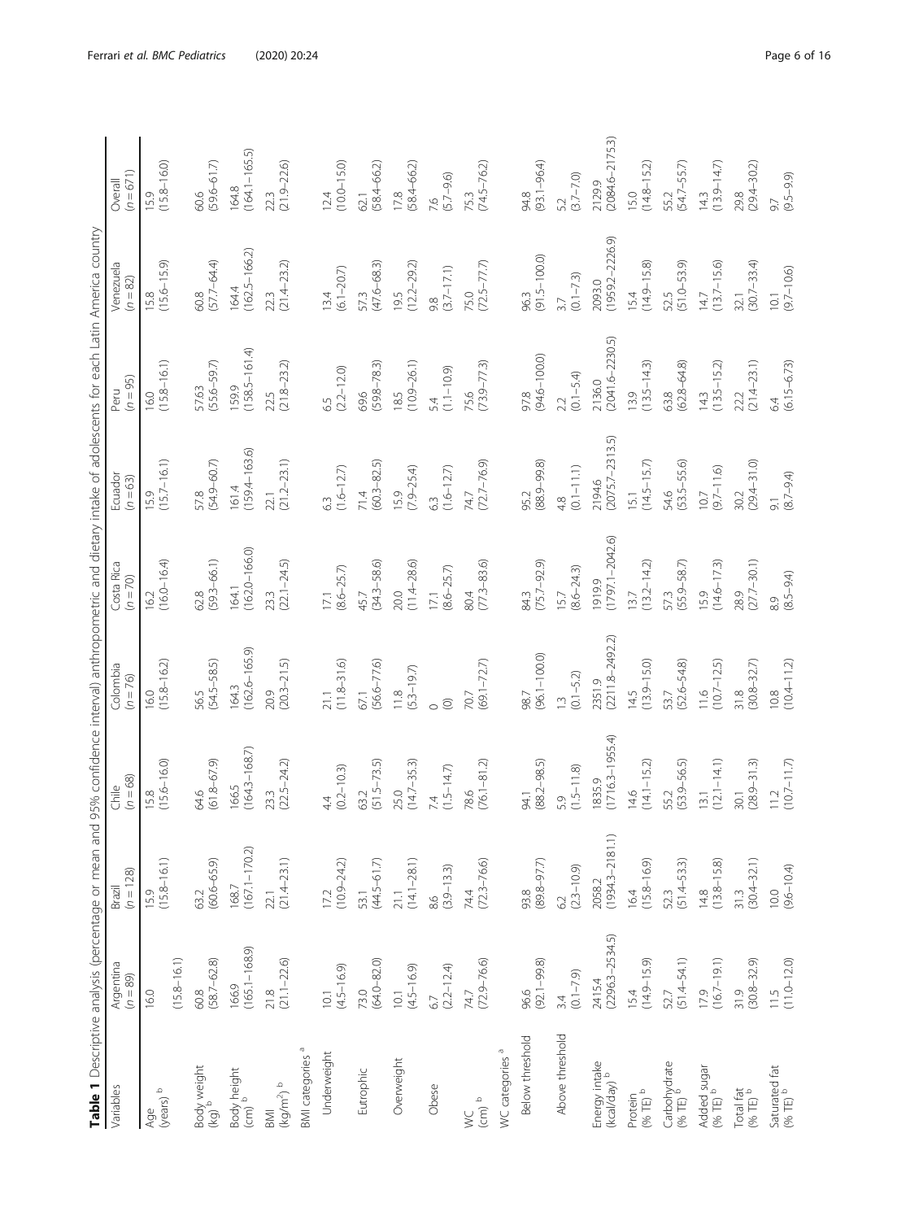**Table 1** Descriptive analysis (percentage or mean and 95% confidence interval) anthropometric and dietary intake of adolescents for each Latin America country

| Variables | Argentina (n = 89) | Brazil (n = 128) | Chile (n = 68) | Colombia (n = 76) | Costa Rica (n = 70) | Ecuador (n = 63) | Peru (n = 95) | Venezuela (n = 82) | Overall (n = 671) |
|---|---|---|---|---|---|---|---|---|---|
| Age (years) [b] | 16.0 (15.8–16.1) | 15.9 (15.8–16.1) | 15.8 (15.6–16.0) | 16.0 (15.8–16.2) | 16.2 (16.0–16.4) | 15.9 (15.7–16.1) | 16.0 (15.8–16.1) | 15.8 (15.6–15.9) | 15.9 (15.8–16.0) |
| Body weight (kg) [b] | 60.8 (58.7–62.8) | 63.2 (60.6–65.9) | 64.6 (61.8–67.9) | 56.5 (54.5–58.5) | 62.8 (59.3–66.1) | 57.8 (54.9–60.7) | 57.63 (55.6–59.7) | 60.8 (57.7–64.4) | 60.6 (59.6–61.7) |
| Body height (cm) [b] | 166.9 (165.1–168.9) | 168.7 (167.1–170.2) | 166.5 (164.3–168.7) | 164.3 (162.6–165.9) | 164.1 (162.0–166.0) | 161.4 (159.4–163.6) | 159.9 (158.5–161.4) | 164.4 (162.5–166.2) | 164.8 (164.1–165.5) |
| BMI (kg/m²) [b] | 21.8 (21.1–22.6) | 22.1 (21.4–23.1) | 23.3 (22.5–24.2) | 20.9 (20.3–21.5) | 23.3 (22.1–24.5) | 22.1 (21.2–23.1) | 22.5 (21.8–23.2) | 22.3 (21.4–23.2) | 22.3 (21.9–22.6) |
| BMI categories [a] | | | | | | | | | |
| Underweight | 10.1 (4.5–16.9) | 17.2 (10.9–24.2) | 4.4 (0.2–10.3) | 21.1 (11.8–31.6) | 17.1 (8.6–25.7) | 6.3 (1.6–12.7) | 6.5 (2.2–12.0) | 13.4 (6.1–20.7) | 12.4 (10.0–15.0) |
| Eutrophic | 73.0 (64.0–82.0) | 53.1 (44.5–61.7) | 63.2 (51.5–73.5) | 67.1 (56.6–77.6) | 45.7 (34.3–58.6) | 71.4 (60.3–82.5) | 69.6 (59.8–78.3) | 57.3 (47.6–68.3) | 62.1 (58.4–66.2) |
| Overweight | 10.1 (4.5–16.9) | 21.1 (14.1–28.1) | 25.0 (14.7–35.3) | 11.8 (5.3–19.7) | 20.0 (11.4–28.6) | 15.9 (7.9–25.4) | 18.5 (10.9–26.1) | 19.5 (12.2–29.2) | 17.8 (58.4–66.2) |
| Obese | 6.7 (2.2–12.4) | 8.6 (3.9–13.3) | 7.4 (1.5–14.7) | 0 (0) | 17.1 (8.6–25.7) | 6.3 (1.6–12.7) | 5.4 (1.1–10.9) | 9.8 (3.7–17.1) | 7.6 (5.7–9.6) |
| WC (cm) [b] | 74.7 (72.9–76.6) | 74.4 (72.3–76.6) | 78.6 (76.1–81.2) | 70.7 (69.1–72.7) | 80.4 (77.3–83.6) | 74.7 (72.7–76.9) | 75.6 (73.9–77.3) | 75.0 (72.5–77.7) | 75.3 (74.5–76.2) |
| WC categories [a] | | | | | | | | | |
| Below threshold | 96.6 (92.1–99.8) | 93.8 (89.8–97.7) | 94.1 (88.2–98.5) | 98.7 (96.1–100.0) | 84.3 (75.7–92.9) | 95.2 (88.9–99.8) | 97.8 (94.6–100.0) | 96.3 (91.5–100.0) | 94.8 (93.1–96.4) |
| Above threshold | 3.4 (0.1–7.9) | 6.2 (2.3–10.9) | 5.9 (1.5–11.8) | 1.3 (0.1–5.2) | 15.7 (8.6–24.3) | 4.8 (0.1–11.1) | 2.2 (0.1–5.4) | 3.7 (0.1–7.3) | 5.2 (3.7–7.0) |
| Energy intake (kcal/day) [b] | 2415.4 (2296.3–2534.5) | 2058.2 (1934.3–2181.1) | 1835.9 (1716.3–1955.4) | 2351.9 (2211.8–2492.2) | 1919.9 (1797.1–2042.6) | 2194.6 (2075.7–2313.5) | 2136.0 (2041.6–2230.5) | 2093.0 (1959.2–2226.9) | 2129.9 (2084.6–2175.3) |
| Protein (% TE) [b] | 15.4 (14.9–15.9) | 16.4 (15.8–16.9) | 14.6 (14.1–15.2) | 14.5 (13.9–15.0) | 13.7 (13.2–14.2) | 15.1 (14.5–15.7) | 13.9 (13.5–14.3) | 15.4 (14.9–15.8) | 15.0 (14.8–15.2) |
| Carbohydrate (% TE) [b] | 52.7 (51.4–54.1) | 52.3 (51.4–53.3) | 55.2 (53.9–56.5) | 53.7 (52.6–54.8) | 57.3 (55.9–58.7) | 54.6 (53.5–55.6) | 63.8 (62.8–64.8) | 52.5 (51.0–53.9) | 55.2 (54.7–55.7) |
| Added sugar (% TE) [b] | 17.9 (16.7–19.1) | 14.8 (13.8–15.8) | 13.1 (12.1–14.1) | 11.6 (10.7–12.5) | 15.9 (14.6–17.3) | 10.7 (9.7–11.6) | 14.3 (13.5–15.2) | 14.7 (13.7–15.6) | 14.3 (13.9–14.7) |
| Total fat (% TE) [b] | 31.9 (30.8–32.9) | 31.3 (30.4–32.1) | 30.1 (28.9–31.3) | 31.8 (30.8–32.7) | 28.9 (27.7–30.1) | 30.2 (29.4–31.0) | 22.2 (21.4–23.1) | 32.1 (30.7–33.4) | 29.8 (29.4–30.2) |
| Saturated fat (% TE) [b] | 11.5 (11.0–12.0) | 10.0 (9.6–10.4) | 11.2 (10.7–11.7) | 10.8 (10.4–11.2) | 8.9 (8.5–9.4) | 9.1 (8.7–9.4) | 6.4 (6.15–6.73) | 10.1 (9.7–10.6) | 9.7 (9.5–9.9) |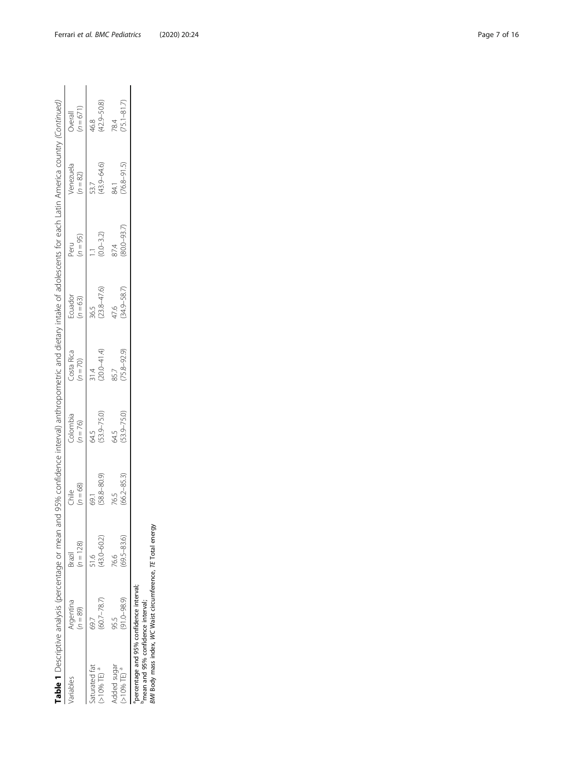**Table 1** Descriptive analysis (percentage or mean and 95% confidence interval) anthropometric and dietary intake of adolescents for each Latin America country *(Continued)*

| Variables | Argentina ($n$ = 89) | Brazil ($n$ = 128) | Chile ($n$ = 68) | Colombia ($n$ = 76) | Costa Rica ($n$ = 70) | Ecuador ($n$ = 63) | Peru ($n$ = 95) | Venezuela ($n$ = 82) | Overall ($n$ = 671) |
|---|---|---|---|---|---|---|---|---|---|
| Saturated fat (>10% TE) [a] | 69.7 (60.7–78.7) | 51.6 (43.0–60.2) | 69.1 (58.8–80.9) | 64.5 (53.9–75.0) | 31.4 (20.0–41.4) | 36.5 (23.8–47.6) | 1.1 (0.0–3.2) | 53.7 (43.9–64.6) | 46.8 (42.9–50.8) |
| Added sugar (>10% TE) [a] | 95.5 (91.0–98.9) | 76.6 (69.5–83.6) | 76.5 (66.2–85.3) | 64.5 (53.9–75.0) | 85.7 (75.8–92.9) | 47.6 (34.9–58.7) | 87.4 (80.0–93.7) | 84.1 (76.8–91.5) | 78.4 (75.1–81.7) |

[a]percentage and 95% confidence interval;
[b]mean and 95% confidence interval;
*BMI* Body mass index, *WC* Waist circumference, *TE* Total energy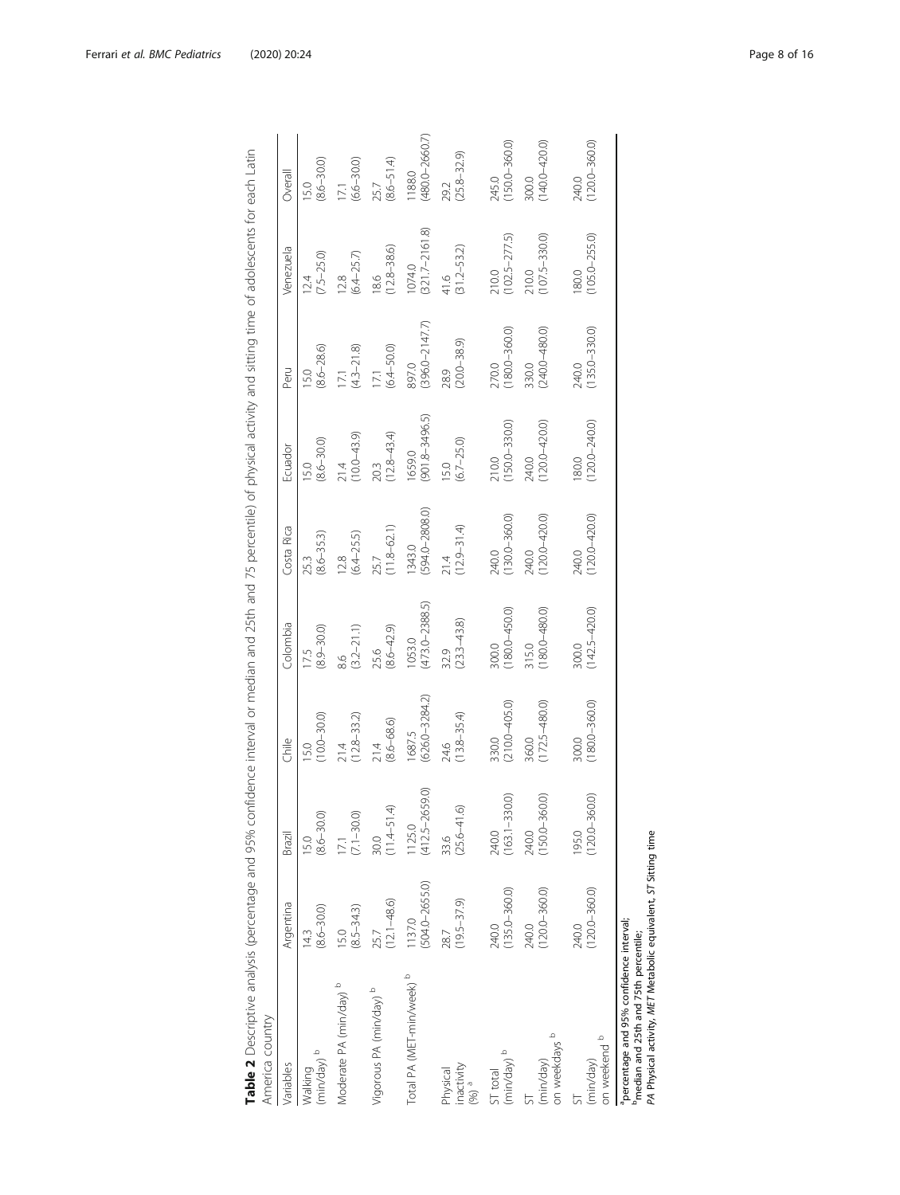**Table 2** Descriptive analysis (percentage and 95% confidence interval or median and 25th and 75 percentile) of physical activity and sitting time of adolescents for each Latin America country

| Variables | Argentina | Brazil | Chile | Colombia | Costa Rica | Ecuador | Peru | Venezuela | Overall |
|---|---|---|---|---|---|---|---|---|---|
| Walking (min/day) [b] | 14.3 (8.6–30.0) | 15.0 (8.6–30.0) | 15.0 (10.0–30.0) | 17.5 (8.9–30.0) | 25.3 (8.6–35.3) | 15.0 (8.6–30.0) | 15.0 (8.6–28.6) | 12.4 (7.5–25.0) | 15.0 (8.6–30.0) |
| Moderate PA (min/day) [b] | 15.0 (8.5–34.3) | 17.1 (7.1–30.0) | 21.4 (12.8–33.2) | 8.6 (3.2–21.1) | 12.8 (6.4–25.5) | 21.4 (10.0–43.9) | 17.1 (4.3–21.8) | 12.8 (6.4–25.7) | 17.1 (6.6–30.0) |
| Vigorous PA (min/day) [b] | 25.7 (12.1–48.6) | 30.0 (11.4–51.4) | 21.4 (8.6–68.6) | 25.6 (8.6–42.9) | 25.7 (11.8–62.1) | 20.3 (12.8–43.4) | 17.1 (6.4–50.0) | 18.6 (12.8–38.6) | 25.7 (8.6–51.4) |
| Total PA (MET-min/week) [b] | 1137.0 (504.0–2655.0) | 1125.0 (412.5–2659.0) | 1687.5 (626.0–3284.2) | 1053.0 (473.0–2388.5) | 1343.0 (594.0–2808.0) | 1659.0 (901.8–3496.5) | 897.0 (396.0–2147.7) | 1074.0 (321.7–2161.8) | 1188.0 (480.0–2660.7) |
| Physical inactivity (%) [a] | 28.7 (19.5–37.9) | 33.6 (25.6–41.6) | 24.6 (13.8–35.4) | 32.9 (23.3–43.8) | 21.4 (12.9–31.4) | 15.0 (6.7–25.0) | 28.9 (20.0–38.9) | 41.6 (31.2–53.2) | 29.2 (25.8–32.9) |
| ST total (min/day) [b] | 240.0 (135.0–360.0) | 240.0 (163.1–330.0) | 330.0 (210.0–405.0) | 300.0 (180.0–450.0) | 240.0 (130.0–360.0) | 210.0 (150.0–330.0) | 270.0 (180.0–360.0) | 210.0 (102.5–277.5) | 245.0 (150.0–360.0) |
| ST (min/day) on weekdays [b] | 240.0 (120.0–360.0) | 240.0 (150.0–360.0) | 360.0 (172.5–480.0) | 315.0 (180.0–480.0) | 240.0 (120.0–420.0) | 240.0 (120.0–420.0) | 330.0 (240.0–480.0) | 210.0 (107.5–330.0) | 300.0 (140.0–420.0) |
| ST (min/day) on weekend [b] | 240.0 (120.0–360.0) | 195.0 (120.0–360.0) | 300.0 (180.0–360.0) | 300.0 (142.5–420.0) | 240.0 (120.0–420.0) | 180.0 (120.0–240.0) | 240.0 (135.0–330.0) | 180.0 (105.0–255.0) | 240.0 (120.0–360.0) |

[a]percentage and 95% confidence interval;
[b]median and 25th and 75th percentile;
*PA* Physical activity, *MET* Metabolic equivalent, *ST* Sitting time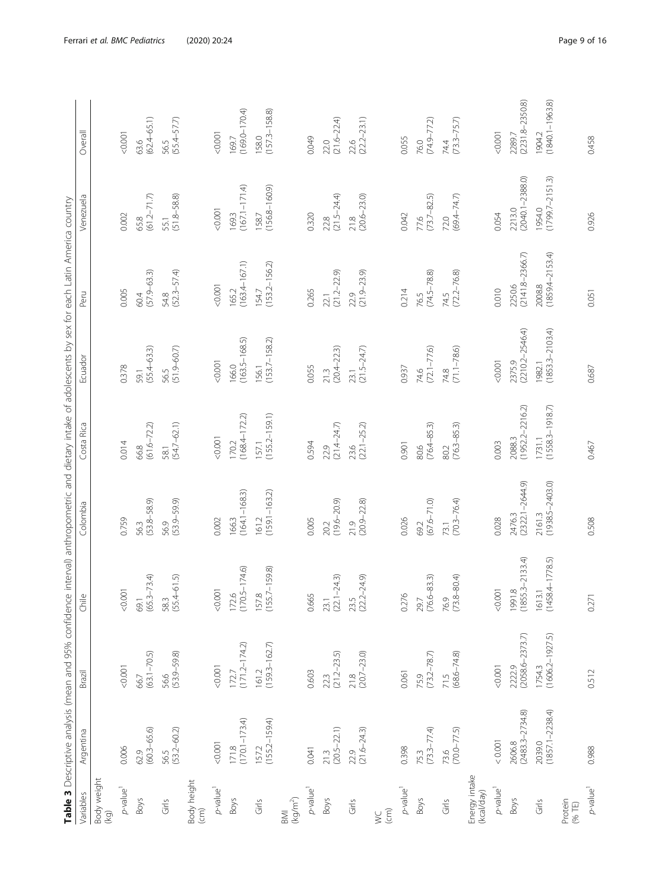**Table 3** Descriptive analysis (mean and 95% confidence interval) anthropometric and dietary intake of adolescents by sex for each Latin America country

| Variables | Argentina | Brazil | Chile | Colombia | Costa Rica | Ecuador | Peru | Venezuela | Overall |
|---|---|---|---|---|---|---|---|---|---|
| Body weight (kg) | | | | | | | | | |
| p-value[1] | 0.006 | <0.001 | <0.001 | 0.759 | 0.014 | 0.378 | 0.005 | 0.002 | <0.001 |
| Boys | 62.9 (60.3–65.6) | 66.7 (63.1–70.5) | 69.1 (65.3–73.4) | 56.3 (53.8–58.9) | 66.8 (61.6–72.2) | 59.1 (55.4–63.3) | 60.4 (57.9–63.3) | 65.8 (61.2–71.7) | 63.6 (62.4–65.1) |
| Girls | 56.5 (53.2–60.2) | 56.6 (53.9–59.8) | 58.3 (55.4–61.5) | 56.9 (53.9–59.9) | 58.1 (54.7–62.1) | 56.5 (51.9–60.7) | 54.8 (52.3–57.4) | 55.1 (51.8–58.8) | 56.5 (55.4–57.7) |
| Body height (cm) | | | | | | | | | |
| p-value[1] | <0.001 | <0.001 | <0.001 | 0.002 | <0.001 | <0.001 | <0.001 | <0.001 | <0.001 |
| Boys | 171.8 (170.1–173.4) | 172.7 (171.2–174.2) | 172.6 (170.5–174.6) | 166.3 (164.1–168.3) | 170.2 (168.4–172.2) | 166.0 (163.5–168.5) | 165.2 (163.4–167.1) | 169.3 (167.1–171.4) | 169.7 (169.0–170.4) |
| Girls | 157.2 (155.2–159.4) | 161.2 (159.3–162.7) | 157.8 (155.7–159.8) | 161.2 (159.1–163.2) | 157.1 (155.2–159.1) | 156.1 (153.7–158.2) | 154.7 (153.2–156.2) | 158.7 (156.8–160.9) | 158.0 (157.3–158.8) |
| BMI (kg/m²) | | | | | | | | | |
| p-value[1] | 0.041 | 0.603 | 0.665 | 0.005 | 0.594 | 0.055 | 0.265 | 0.320 | 0.049 |
| Boys | 21.3 (20.5–22.1) | 22.3 (21.2–23.5) | 23.1 (22.1–24.3) | 20.2 (19.6–20.9) | 22.9 (21.4–24.7) | 21.3 (20.4–22.3) | 22.1 (21.2–22.9) | 22.8 (21.5–24.4) | 22.0 (21.6–22.4) |
| Girls | 22.9 (21.6–24.3) | 21.8 (20.7–23.0) | 23.5 (22.2–24.9) | 21.9 (20.9–22.8) | 23.6 (22.1–25.2) | 23.1 (21.5–24.7) | 22.9 (21.9–23.9) | 21.8 (20.6–23.0) | 22.6 (22.2–23.1) |
| WC (cm) | | | | | | | | | |
| p-value[1] | 0.398 | 0.061 | 0.276 | 0.026 | 0.901 | 0.937 | 0.214 | 0.042 | 0.055 |
| Boys | 75.3 (73.3–77.4) | 75.9 (73.2–78.7) | 79.7 (76.6–83.3) | 69.2 (67.6–71.0) | 80.6 (76.4–85.3) | 74.6 (72.1–77.6) | 76.5 (74.5–78.8) | 77.6 (73.7–82.5) | 76.0 (74.9–77.2) |
| Girls | 73.6 (70.0–77.5) | 71.5 (68.6–74.8) | 76.9 (73.8–80.4) | 73.1 (70.3–76.4) | 80.2 (76.3–85.3) | 74.8 (71.1–78.6) | 74.5 (72.2–76.8) | 72.0 (69.4–74.7) | 74.4 (73.3–75.7) |
| Energy intake (kcal/day) | | | | | | | | | |
| p-value[1] | < 0.001 | <0.001 | <0.001 | 0.028 | 0.003 | <0.001 | 0.010 | 0.054 | <0.001 |
| Boys | 2606.8 (2483.3–2734.8) | 2222.9 (2058.6–2373.7) | 1991.8 (1855.3–2133.4) | 2476.3 (2322.1–2644.9) | 2088.3 (1952.2–2216.2) | 2375.9 (2210.2–2546.4) | 2250.6 (2141.8–2366.7) | 2213.0 (2040.1–2388.0) | 2289.7 (2231.8–2350.8) |
| Girls | 2039.0 (1857.1–2238.4) | 1754.3 (1606.2–1927.5) | 1613.1 (1458.4–1778.5) | 2161.3 (1938.5–2403.0) | 1731.1 (1558.3–1918.7) | 1982.1 (1853.3–2103.4) | 2008.8 (1859.4–2153.4) | 1954.0 (1799.7–2151.3) | 1904.2 (1840.1–1963.8) |
| Protein (% TE) | | | | | | | | | |
| p-value[1] | 0.988 | 0.512 | 0.271 | 0.508 | 0.467 | 0.687 | 0.051 | 0.926 | 0.458 |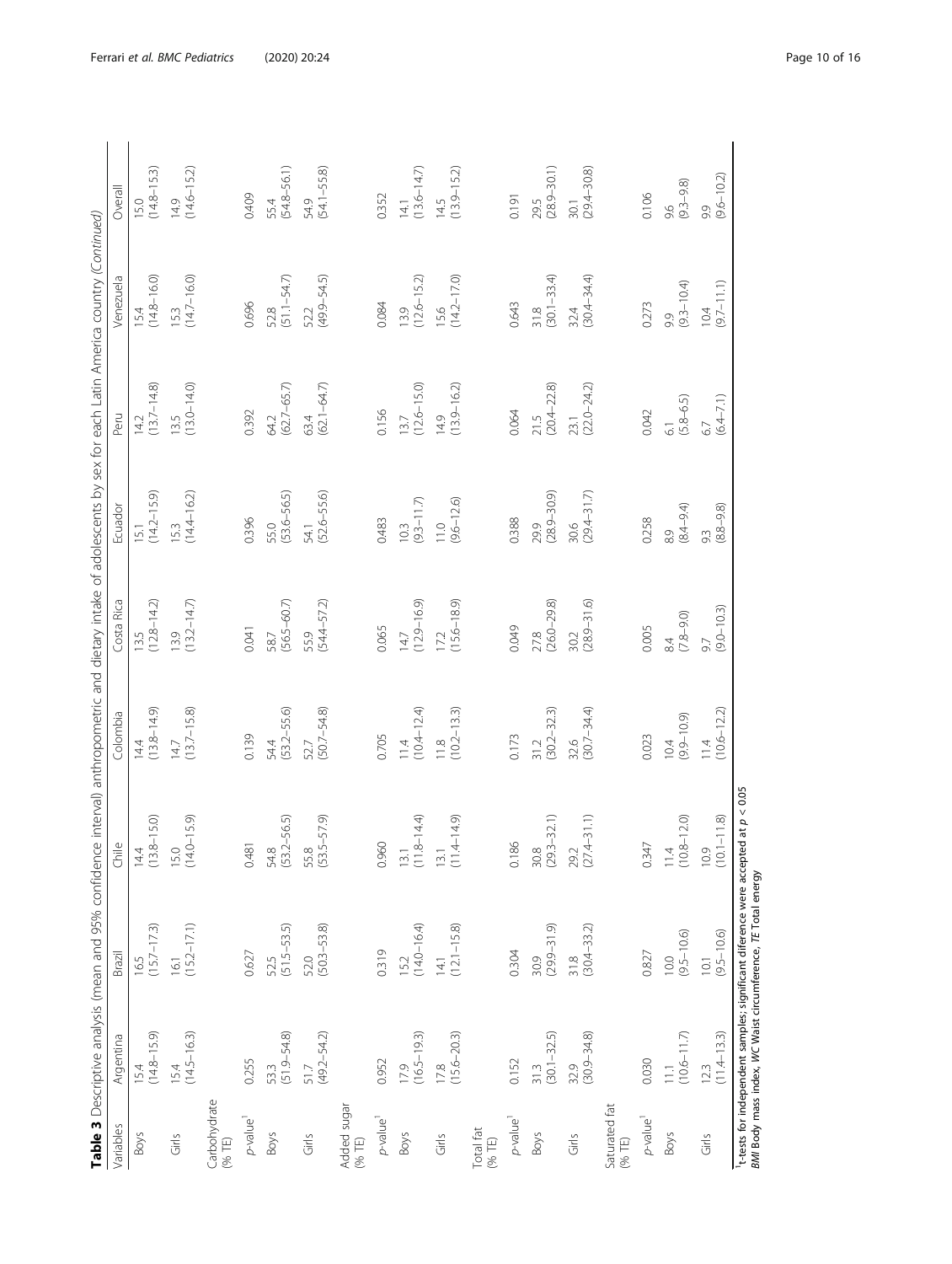**Table 3** Descriptive analysis (mean and 95% confidence interval) anthropometric and dietary intake of adolescents by sex for each Latin America country *(Continued)*

| Variables | Argentina | Brazil | Chile | Colombia | Costa Rica | Ecuador | Peru | Venezuela | Overall |
|---|---|---|---|---|---|---|---|---|---|
| Boys | 15.4 (14.8–15.9) | 16.5 (15.7–17.3) | 14.4 (13.8–15.0) | 14.4 (13.8–14.9) | 13.5 (12.8–14.2) | 15.1 (14.2–15.9) | 14.2 (13.7–14.8) | 15.4 (14.8–16.0) | 15.0 (14.8–15.3) |
| Girls | 15.4 (14.5–16.3) | 16.1 (15.2–17.1) | 15.0 (14.0–15.9) | 14.7 (13.7–15.8) | 13.9 (13.2–14.7) | 15.3 (14.4–16.2) | 13.5 (13.0–14.0) | 15.3 (14.7–16.0) | 14.9 (14.6–15.2) |
| Carbohydrate (% TE) | | | | | | | | | |
| $p$-value[1] | 0.255 | 0.627 | 0.481 | 0.139 | 0.041 | 0.396 | 0.392 | 0.696 | 0.409 |
| Boys | 53.3 (51.9–54.8) | 52.5 (51.5–53.5) | 54.8 (53.2–56.5) | 54.4 (53.2–55.6) | 58.7 (56.5–60.7) | 55.0 (53.6–56.5) | 64.2 (62.7–65.7) | 52.8 (51.1–54.7) | 55.4 (54.8–56.1) |
| Girls | 51.7 (49.2–54.2) | 52.0 (50.3–53.8) | 55.8 (53.5–57.9) | 52.7 (50.7–54.8) | 55.9 (54.4–57.2) | 54.1 (52.6–55.6) | 63.4 (62.1–64.7) | 52.2 (49.9–54.5) | 54.9 (54.1–55.8) |
| Added sugar (% TE) | | | | | | | | | |
| $p$-value[1] | 0.952 | 0.319 | 0.960 | 0.705 | 0.065 | 0.483 | 0.156 | 0.084 | 0.352 |
| Boys | 17.9 (16.5–19.3) | 15.2 (14.0–16.4) | 13.1 (11.8–14.4) | 11.4 (10.4–12.4) | 14.7 (12.9–16.9) | 10.3 (9.3–11.7) | 13.7 (12.6–15.0) | 13.9 (12.6–15.2) | 14.1 (13.6–14.7) |
| Girls | 17.8 (15.6–20.3) | 14.1 (12.1–15.8) | 13.1 (11.4–14.9) | 11.8 (10.2–13.3) | 17.2 (15.6–18.9) | 11.0 (9.6–12.6) | 14.9 (13.9–16.2) | 15.6 (14.2–17.0) | 14.5 (13.9–15.2) |
| Total fat (% TE) | | | | | | | | | |
| $p$-value[1] | 0.152 | 0.304 | 0.186 | 0.173 | 0.049 | 0.388 | 0.064 | 0.643 | 0.191 |
| Boys | 31.3 (30.1–32.5) | 30.9 (29.9–31.9) | 30.8 (29.3–32.1) | 31.2 (30.2–32.3) | 27.8 (26.0–29.8) | 29.9 (28.9–30.9) | 21.5 (20.4–22.8) | 31.8 (30.1–33.4) | 29.5 (28.9–30.1) |
| Girls | 32.9 (30.9–34.8) | 31.8 (30.4–33.2) | 29.2 (27.4–31.1) | 32.6 (30.7–34.4) | 30.2 (28.9–31.6) | 30.6 (29.4–31.7) | 23.1 (22.0–24.2) | 32.4 (30.4–34.4) | 30.1 (29.4–30.8) |
| Saturated fat (% TE) | | | | | | | | | |
| $p$-value[1] | 0.030 | 0.827 | 0.347 | 0.023 | 0.005 | 0.258 | 0.042 | 0.273 | 0.106 |
| Boys | 11.1 (10.6–11.7) | 10.0 (9.5–10.6) | 11.4 (10.8–12.0) | 10.4 (9.9–10.9) | 8.4 (7.8–9.0) | 8.9 (8.4–9.4) | 6.1 (5.8–6.5) | 9.9 (9.3–10.4) | 9.6 (9.3–9.8) |
| Girls | 12.3 (11.4–13.3) | 10.1 (9.5–10.6) | 10.9 (10.1–11.8) | 11.4 (10.6–12.2) | 9.7 (9.0–10.3) | 9.3 (8.8–9.8) | 6.7 (6.4–7.1) | 10.4 (9.7–11.1) | 9.9 (9.6–10.2) |

[1] t-tests for independent samples; significant diference were accepted at $p < 0.05$

*BMI* Body mass index, *WC* Waist circumference, *TE* Total energy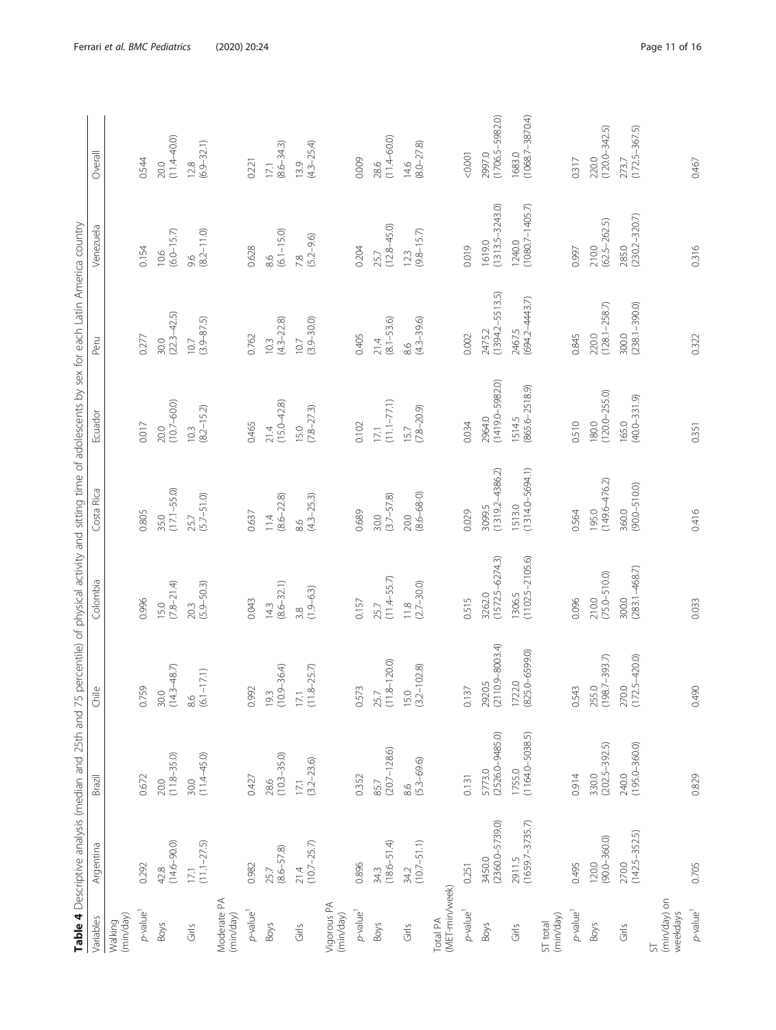**Table 4** Descriptive analysis (median and 25th and 75 percentile) of physical activity and sitting time of adolescents by sex for each Latin America country

| Variables | Argentina | Brazil | Chile | Colombia | Costa Rica | Ecuador | Peru | Venezuela | Overall |
|---|---|---|---|---|---|---|---|---|---|
| Walking (min/day) | | | | | | | | | |
| *p*-value[1] | 0.292 | 0.672 | 0.759 | 0.996 | 0.805 | 0.017 | 0.277 | 0.154 | 0.544 |
| Boys | 42.8 (14.6–90.0) | 20.0 (11.8–35.0) | 30.0 (14.3–48.7) | 15.0 (7.8–21.4) | 35.0 (17.1–55.0) | 20.0 (10.7–60.0) | 30.0 (22.3–42.5) | 10.6 (6.0–15.7) | 20.0 (11.4–40.0) |
| Girls | 17.1 (11.1–27.5) | 30.0 (11.4–45.0) | 8.6 (6.1–17.1) | 20.3 (5.9–50.3) | 25.7 (5.7–51.0) | 10.3 (8.2–15.2) | 10.7 (3.9–87.5) | 9.6 (8.2–11.0) | 12.8 (6.9–32.1) |
| Moderate PA (min/day) | | | | | | | | | |
| *p*-value[1] | 0.982 | 0.427 | 0.992 | 0.043 | 0.637 | 0.465 | 0.762 | 0.628 | 0.221 |
| Boys | 25.7 (8.6–57.8) | 28.6 (10.3–35.0) | 19.3 (10.9–36.4) | 14.3 (8.6–32.1) | 11.4 (8.6–22.8) | 21.4 (15.0–42.8) | 10.3 (4.3–22.8) | 8.6 (6.1–15.0) | 17.1 (8.6–34.3) |
| Girls | 21.4 (10.7–25.7) | 17.1 (3.2–23.6) | 17.1 (11.8–25.7) | 3.8 (1.9–6.3) | 8.6 (4.3–25.3) | 15.0 (7.8–27.3) | 10.7 (3.9–30.0) | 7.8 (5.2–9.6) | 13.9 (4.3–25.4) |
| Vigorous PA (min/day) | | | | | | | | | |
| *p*-value[1] | 0.896 | 0.352 | 0.573 | 0.157 | 0.689 | 0.102 | 0.405 | 0.204 | 0.009 |
| Boys | 34.3 (18.6–51.4) | 85.7 (20.7–128.6) | 25.7 (11.8–120.0) | 25.7 (11.4–55.7) | 30.0 (3.7–57.8) | 17.1 (11.1–77.1) | 21.4 (8.1–53.6) | 25.7 (12.8–45.0) | 28.6 (11.4–60.0) |
| Girls | 34.2 (10.7–51.1) | 8.6 (5.3–69.6) | 15.0 (3.2–102.8) | 11.8 (2.7–30.0) | 20.0 (8.6–68-0) | 15.7 (7.8–20.9) | 8.6 (4.3–39.6) | 12.3 (9.8–15.7) | 14.6 (8.0–27.8) |
| Total PA (MET-min/week) | | | | | | | | | |
| *p*-value[1] | 0.251 | 0.131 | 0.137 | 0.515 | 0.029 | 0.034 | 0.002 | 0.019 | <0.001 |
| Boys | 3450.0 (2360.0–5739.0) | 5773.0 (2526.0–9485.0) | 2920.5 (2110.9–8003.4) | 3262.0 (1572.5–6274.3) | 3099.5 (1319.2–4386.2) | 2964.0 (1419.0–5982.0) | 2475.2 (1394.2–5513.5) | 1619.0 (1313.5–3243.0) | 2997.0 (1706.5–5982.0) |
| Girls | 2911.5 (1659.7–3735.7) | 1755.0 (1164.0–5038.5) | 1722.0 (825.0–6599.0) | 1306.5 (1102.5–2105.6) | 1513.0 (1314.0–5694.1) | 1514.5 (865.6–2518.9) | 2467.5 (694.2–4443.7) | 1240.0 (1080.7–1405.7) | 1683.0 (1068.7–3870.4) |
| ST total (min/day) | | | | | | | | | |
| *p*-value[1] | 0.495 | 0.914 | 0.543 | 0.096 | 0.564 | 0.510 | 0.845 | 0.997 | 0.317 |
| Boys | 120.0 (90.0–360.0) | 330.0 (202.5–392.5) | 255.0 (198.7–393.7) | 210.0 (75.0–510.0) | 195.0 (149.6–476.2) | 180.0 (120.0–255.0) | 220.0 (128.1–258.7) | 210.0 (62.5–262.5) | 220.0 (120.0–342.5) |
| Girls | 270.0 (142.5–352.5) | 240.0 (195.0–360.0) | 270.0 (172.5–420.0) | 300.0 (283.1–468.7) | 360.0 (90.0–510.0) | 165.0 (40.0–331.9) | 300.0 (238.1–390.0) | 285.0 (230.2–320.7) | 273.7 (172.5–367.5) |
| ST (min/day) on weekdays | | | | | | | | | |
| *p*-value[1] | 0.705 | 0.829 | 0.490 | 0.033 | 0.416 | 0.351 | 0.322 | 0.316 | 0.467 |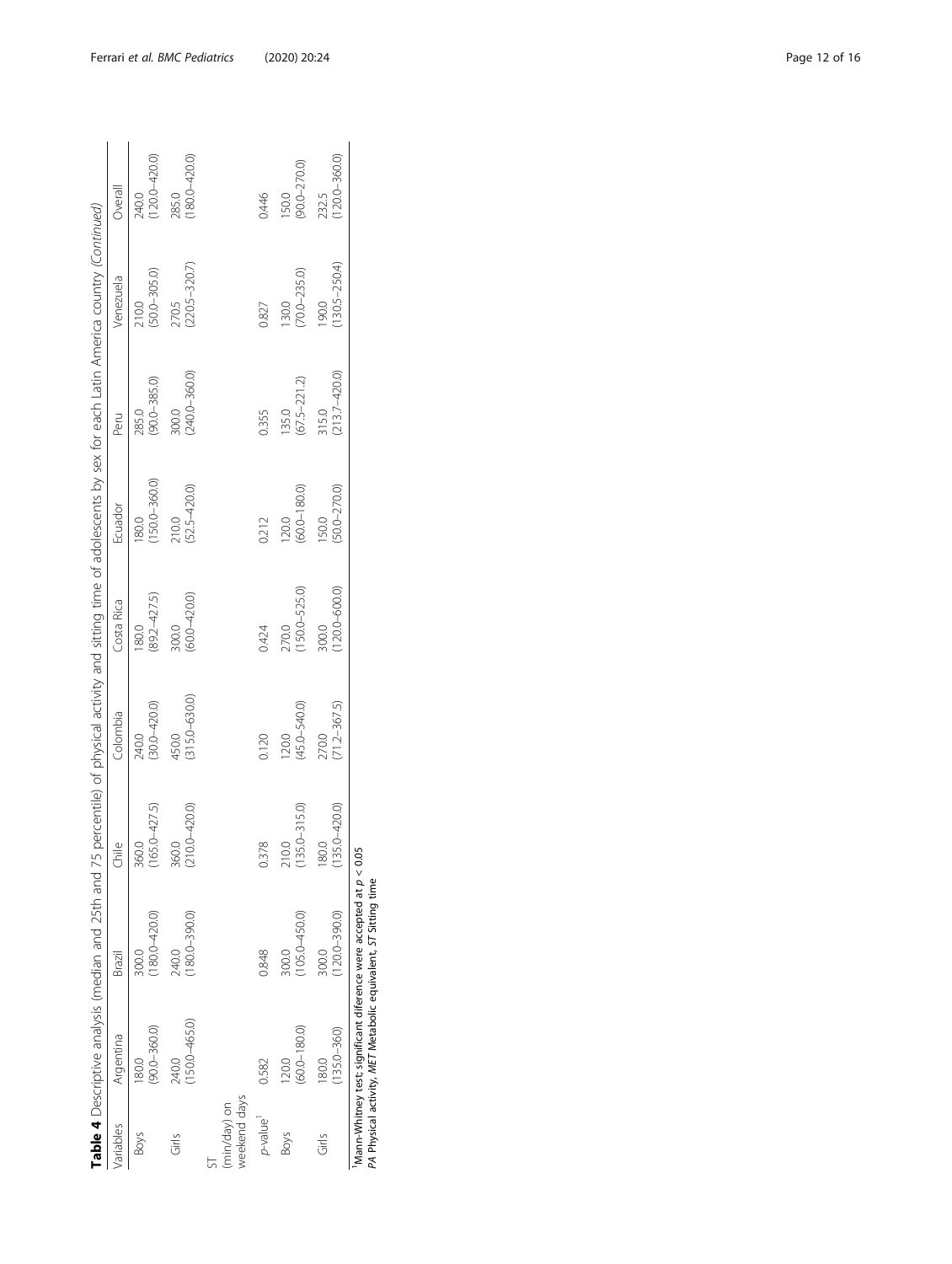**Table 4** Descriptive analysis (median and 25th and 75 percentile) of physical activity and sitting time of adolescents by sex for each Latin America country *(Continued)*

| Variables | Argentina | Brazil | Chile | Colombia | Costa Rica | Ecuador | Peru | Venezuela | Overall |
|---|---|---|---|---|---|---|---|---|---|
| Boys | 180.0 (90.0–360.0) | 300.0 (180.0–420.0) | 360.0 (165.0–427.5) | 240.0 (30.0–420.0) | 180.0 (89.2–427.5) | 180.0 (150.0–360.0) | 285.0 (90.0–385.0) | 210.0 (50.0–305.0) | 240.0 (120.0–420.0) |
| Girls | 240.0 (150.0–465.0) | 240.0 (180.0–390.0) | 360.0 (210.0–420.0) | 450.0 (315.0–630.0) | 300.0 (60.0–420.0) | 210.0 (52.5–420.0) | 300.0 (240.0–360.0) | 270.5 (220.5–320.7) | 285.0 (180.0–420.0) |
| ST (min/day) on weekend days | | | | | | | | | |
| *p*-value[1] | 0.582 | 0.848 | 0.378 | 0.120 | 0.424 | 0.212 | 0.355 | 0.827 | 0.446 |
| Boys | 120.0 (60.0–180.0) | 300.0 (105.0–450.0) | 210.0 (135.0–315.0) | 120.0 (45.0–540.0) | 270.0 (150.0–525.0) | 120.0 (60.0–180.0) | 135.0 (67.5–221.2) | 130.0 (70.0–235.0) | 150.0 (90.0–270.0) |
| Girls | 180.0 (135.0–360) | 300.0 (120.0–390.0) | 180.0 (135.0–420.0) | 270.0 (71.2–367.5) | 300.0 (120.0–600.0) | 150.0 (50.0–270.0) | 315.0 (213.7–420.0) | 190.0 (130.5–250.4) | 232.5 (120.0–360.0) |

[1]Mann-Whitney test; significant diference were accepted at $p < 0.05$
*PA* Physical activity, *MET* Metabolic equivalent, *ST* Sitting time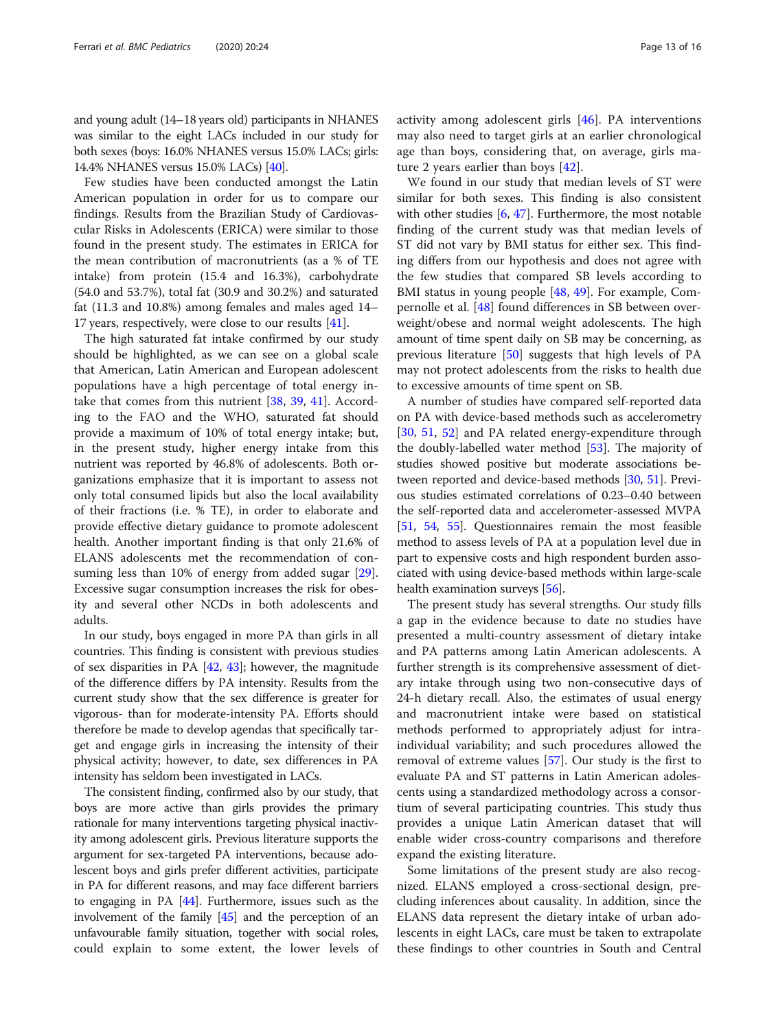and young adult (14–18 years old) participants in NHANES was similar to the eight LACs included in our study for both sexes (boys: 16.0% NHANES versus 15.0% LACs; girls: 14.4% NHANES versus 15.0% LACs) [40].

Few studies have been conducted amongst the Latin American population in order for us to compare our findings. Results from the Brazilian Study of Cardiovascular Risks in Adolescents (ERICA) were similar to those found in the present study. The estimates in ERICA for the mean contribution of macronutrients (as a % of TE intake) from protein (15.4 and 16.3%), carbohydrate (54.0 and 53.7%), total fat (30.9 and 30.2%) and saturated fat (11.3 and 10.8%) among females and males aged 14–17 years, respectively, were close to our results [41].

The high saturated fat intake confirmed by our study should be highlighted, as we can see on a global scale that American, Latin American and European adolescent populations have a high percentage of total energy intake that comes from this nutrient [38, 39, 41]. According to the FAO and the WHO, saturated fat should provide a maximum of 10% of total energy intake; but, in the present study, higher energy intake from this nutrient was reported by 46.8% of adolescents. Both organizations emphasize that it is important to assess not only total consumed lipids but also the local availability of their fractions (i.e. % TE), in order to elaborate and provide effective dietary guidance to promote adolescent health. Another important finding is that only 21.6% of ELANS adolescents met the recommendation of consuming less than 10% of energy from added sugar [29]. Excessive sugar consumption increases the risk for obesity and several other NCDs in both adolescents and adults.

In our study, boys engaged in more PA than girls in all countries. This finding is consistent with previous studies of sex disparities in PA [42, 43]; however, the magnitude of the difference differs by PA intensity. Results from the current study show that the sex difference is greater for vigorous- than for moderate-intensity PA. Efforts should therefore be made to develop agendas that specifically target and engage girls in increasing the intensity of their physical activity; however, to date, sex differences in PA intensity has seldom been investigated in LACs.

The consistent finding, confirmed also by our study, that boys are more active than girls provides the primary rationale for many interventions targeting physical inactivity among adolescent girls. Previous literature supports the argument for sex-targeted PA interventions, because adolescent boys and girls prefer different activities, participate in PA for different reasons, and may face different barriers to engaging in PA [44]. Furthermore, issues such as the involvement of the family [45] and the perception of an unfavourable family situation, together with social roles, could explain to some extent, the lower levels of activity among adolescent girls [46]. PA interventions may also need to target girls at an earlier chronological age than boys, considering that, on average, girls mature 2 years earlier than boys [42].

We found in our study that median levels of ST were similar for both sexes. This finding is also consistent with other studies [6, 47]. Furthermore, the most notable finding of the current study was that median levels of ST did not vary by BMI status for either sex. This finding differs from our hypothesis and does not agree with the few studies that compared SB levels according to BMI status in young people [48, 49]. For example, Compernolle et al. [48] found differences in SB between overweight/obese and normal weight adolescents. The high amount of time spent daily on SB may be concerning, as previous literature [50] suggests that high levels of PA may not protect adolescents from the risks to health due to excessive amounts of time spent on SB.

A number of studies have compared self-reported data on PA with device-based methods such as accelerometry [30, 51, 52] and PA related energy-expenditure through the doubly-labelled water method [53]. The majority of studies showed positive but moderate associations between reported and device-based methods [30, 51]. Previous studies estimated correlations of 0.23–0.40 between the self-reported data and accelerometer-assessed MVPA [51, 54, 55]. Questionnaires remain the most feasible method to assess levels of PA at a population level due in part to expensive costs and high respondent burden associated with using device-based methods within large-scale health examination surveys [56].

The present study has several strengths. Our study fills a gap in the evidence because to date no studies have presented a multi-country assessment of dietary intake and PA patterns among Latin American adolescents. A further strength is its comprehensive assessment of dietary intake through using two non-consecutive days of 24-h dietary recall. Also, the estimates of usual energy and macronutrient intake were based on statistical methods performed to appropriately adjust for intra-individual variability; and such procedures allowed the removal of extreme values [57]. Our study is the first to evaluate PA and ST patterns in Latin American adolescents using a standardized methodology across a consortium of several participating countries. This study thus provides a unique Latin American dataset that will enable wider cross-country comparisons and therefore expand the existing literature.

Some limitations of the present study are also recognized. ELANS employed a cross-sectional design, precluding inferences about causality. In addition, since the ELANS data represent the dietary intake of urban adolescents in eight LACs, care must be taken to extrapolate these findings to other countries in South and Central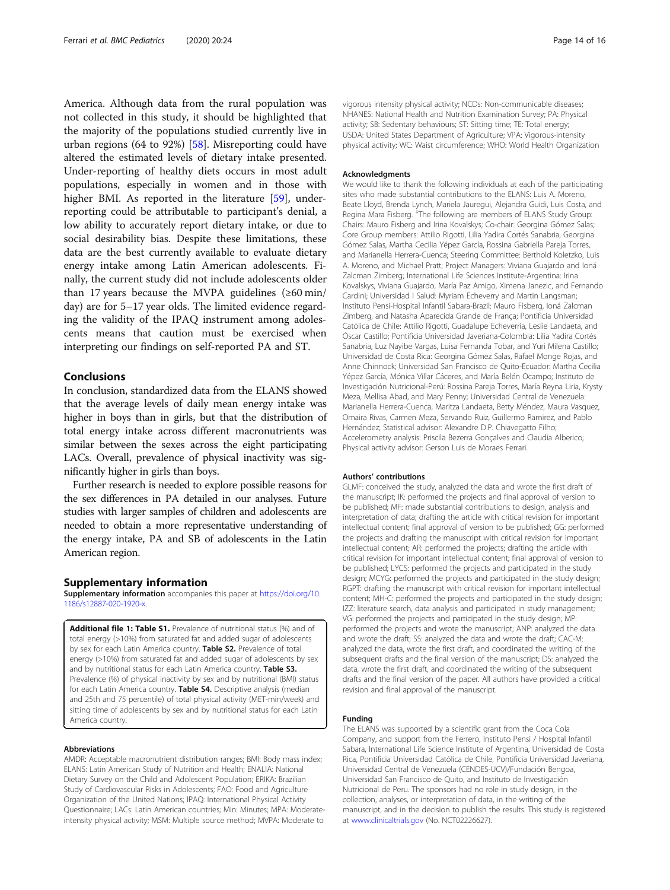America. Although data from the rural population was not collected in this study, it should be highlighted that the majority of the populations studied currently live in urban regions (64 to 92%) [58]. Misreporting could have altered the estimated levels of dietary intake presented. Under-reporting of healthy diets occurs in most adult populations, especially in women and in those with higher BMI. As reported in the literature [59], under-reporting could be attributable to participant's denial, a low ability to accurately report dietary intake, or due to social desirability bias. Despite these limitations, these data are the best currently available to evaluate dietary energy intake among Latin American adolescents. Finally, the current study did not include adolescents older than 17 years because the MVPA guidelines (≥60 min/day) are for 5–17 year olds. The limited evidence regarding the validity of the IPAQ instrument among adolescents means that caution must be exercised when interpreting our findings on self-reported PA and ST.

## Conclusions

In conclusion, standardized data from the ELANS showed that the average levels of daily mean energy intake was higher in boys than in girls, but that the distribution of total energy intake across different macronutrients was similar between the sexes across the eight participating LACs. Overall, prevalence of physical inactivity was significantly higher in girls than boys.

Further research is needed to explore possible reasons for the sex differences in PA detailed in our analyses. Future studies with larger samples of children and adolescents are needed to obtain a more representative understanding of the energy intake, PA and SB of adolescents in the Latin American region.

## Supplementary information

**Supplementary information** accompanies this paper at https://doi.org/10.1186/s12887-020-1920-x.

**Additional file 1: Table S1.** Prevalence of nutritional status (%) and of total energy (>10%) from saturated fat and added sugar of adolescents by sex for each Latin America country. **Table S2.** Prevalence of total energy (>10%) from saturated fat and added sugar of adolescents by sex and by nutritional status for each Latin America country. **Table S3.** Prevalence (%) of physical inactivity by sex and by nutritional (BMI) status for each Latin America country. **Table S4.** Descriptive analysis (median and 25th and 75 percentile) of total physical activity (MET-min/week) and sitting time of adolescents by sex and by nutritional status for each Latin America country.

#### Abbreviations

AMDR: Acceptable macronutrient distribution ranges; BMI: Body mass index; ELANS: Latin American Study of Nutrition and Health; ENALIA: National Dietary Survey on the Child and Adolescent Population; ERIKA: Brazilian Study of Cardiovascular Risks in Adolescents; FAO: Food and Agriculture Organization of the United Nations; IPAQ: International Physical Activity Questionnaire; LACs: Latin American countries; Min: Minutes; MPA: Moderate-intensity physical activity; MSM: Multiple source method; MVPA: Moderate to vigorous intensity physical activity; NCDs: Non-communicable diseases; NHANES: National Health and Nutrition Examination Survey; PA: Physical activity; SB: Sedentary behaviours; ST: Sitting time; TE: Total energy; USDA: United States Department of Agriculture; VPA: Vigorous-intensity physical activity; WC: Waist circumference; WHO: World Health Organization

#### Acknowledgments

We would like to thank the following individuals at each of the participating sites who made substantial contributions to the ELANS: Luis A. Moreno, Beate Lloyd, Brenda Lynch, Mariela Jauregui, Alejandra Guidi, Luis Costa, and Regina Mara Fisberg. ‡The following are members of ELANS Study Group: Chairs: Mauro Fisberg and Irina Kovalskys; Co-chair: Georgina Gómez Salas; Core Group members: Attilio Rigotti, Lilia Yadira Cortés Sanabria, Georgina Gómez Salas, Martha Cecilia Yépez García, Rossina Gabriella Pareja Torres, and Marianella Herrera-Cuenca; Steering Committee: Berthold Koletzko, Luis A. Moreno, and Michael Pratt; Project Managers: Viviana Guajardo and Ioná Zalcman Zimberg; International Life Sciences Institute-Argentina: Irina Kovalskys, Viviana Guajardo, María Paz Amigo, Ximena Janezic, and Fernando Cardini; Universidad I Salud: Myriam Echeverry and Martin Langsman; Instituto Pensi-Hospital Infantil Sabara-Brazil: Mauro Fisberg, Ioná Zalcman Zimberg, and Natasha Aparecida Grande de França; Pontificia Universidad Católica de Chile: Attilio Rigotti, Guadalupe Echeverría, Leslie Landaeta, and Óscar Castillo; Pontificia Universidad Javeriana-Colombia: Lilia Yadira Cortés Sanabria, Luz Nayibe Vargas, Luisa Fernanda Tobar, and Yuri Milena Castillo; Universidad de Costa Rica: Georgina Gómez Salas, Rafael Monge Rojas, and Anne Chinnock; Universidad San Francisco de Quito-Ecuador: Martha Cecilia Yépez García, Mónica Villar Cáceres, and María Belén Ocampo; Instituto de Investigación Nutricional-Perú: Rossina Pareja Torres, María Reyna Liria, Krysty Meza, Mellisa Abad, and Mary Penny; Universidad Central de Venezuela: Marianella Herrera-Cuenca, Maritza Landaeta, Betty Méndez, Maura Vasquez, Omaira Rivas, Carmen Meza, Servando Ruiz, Guillermo Ramirez, and Pablo Hernández; Statistical advisor: Alexandre D.P. Chiavegatto Filho; Accelerometry analysis: Priscila Bezerra Gonçalves and Claudia Alberico; Physical activity advisor: Gerson Luis de Moraes Ferrari.

#### Authors' contributions

GLMF: conceived the study, analyzed the data and wrote the first draft of the manuscript; IK: performed the projects and final approval of version to be published; MF: made substantial contributions to design, analysis and interpretation of data; drafting the article with critical revision for important intellectual content; final approval of version to be published; GG: performed the projects and drafting the manuscript with critical revision for important intellectual content; AR: performed the projects; drafting the article with critical revision for important intellectual content; final approval of version to be published; LYCS: performed the projects and participated in the study design; MCYG: performed the projects and participated in the study design; RGPT: drafting the manuscript with critical revision for important intellectual content; MH-C: performed the projects and participated in the study design; IZZ: literature search, data analysis and participated in study management; VG: performed the projects and participated in the study design; MP: performed the projects and wrote the manuscript; ANP: analyzed the data and wrote the draft; SS: analyzed the data and wrote the draft; CAC-M: analyzed the data, wrote the first draft, and coordinated the writing of the subsequent drafts and the final version of the manuscript; DS: analyzed the data, wrote the first draft, and coordinated the writing of the subsequent drafts and the final version of the paper. All authors have provided a critical revision and final approval of the manuscript.

#### Funding

The ELANS was supported by a scientific grant from the Coca Cola Company, and support from the Ferrero, Instituto Pensi / Hospital Infantil Sabara, International Life Science Institute of Argentina, Universidad de Costa Rica, Pontificia Universidad Católica de Chile, Pontificia Universidad Javeriana, Universidad Central de Venezuela (CENDES-UCV)/Fundación Bengoa, Universidad San Francisco de Quito, and Instituto de Investigación Nutricional de Peru. The sponsors had no role in study design, in the collection, analyses, or interpretation of data, in the writing of the manuscript, and in the decision to publish the results. This study is registered at www.clinicaltrials.gov (No. NCT02226627).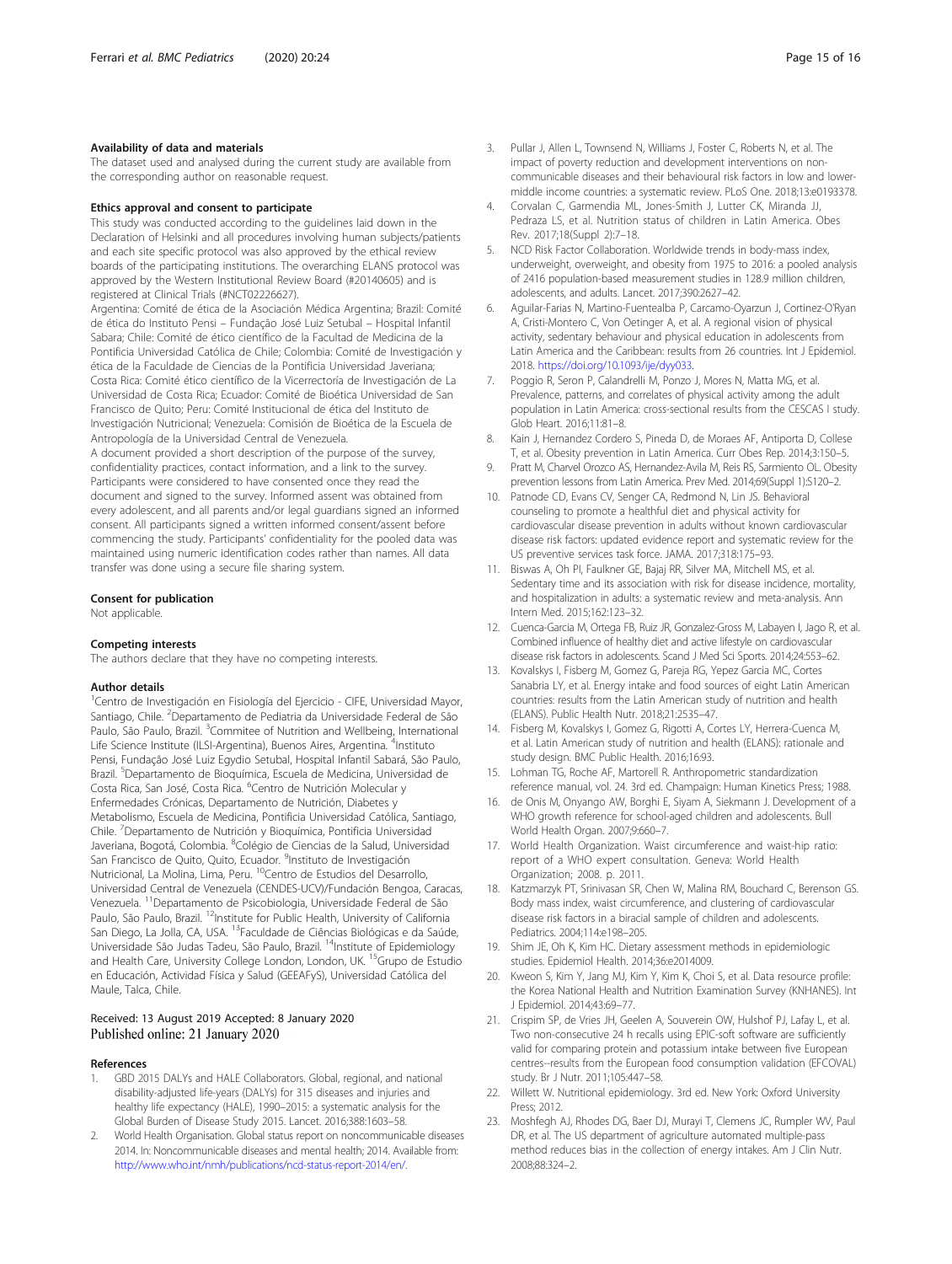### Availability of data and materials

The dataset used and analysed during the current study are available from the corresponding author on reasonable request.

### Ethics approval and consent to participate

This study was conducted according to the guidelines laid down in the Declaration of Helsinki and all procedures involving human subjects/patients and each site specific protocol was also approved by the ethical review boards of the participating institutions. The overarching ELANS protocol was approved by the Western Institutional Review Board (#20140605) and is registered at Clinical Trials (#NCT02226627).

Argentina: Comité de ética de la Asociación Médica Argentina; Brazil: Comité de ética do Instituto Pensi – Fundação José Luiz Setubal – Hospital Infantil Sabara; Chile: Comité de ético científico de la Facultad de Medicina de la Pontificia Universidad Católica de Chile; Colombia: Comité de Investigación y ética de la Faculdade de Ciencias de la Pontificia Universidad Javeriana; Costa Rica: Comité ético científico de la Vicerrectoría de Investigación de La Universidad de Costa Rica; Ecuador: Comité de Bioética Universidad de San Francisco de Quito; Peru: Comité Institucional de ética del Instituto de Investigación Nutricional; Venezuela: Comisión de Bioética de la Escuela de Antropología de la Universidad Central de Venezuela.

A document provided a short description of the purpose of the survey, confidentiality practices, contact information, and a link to the survey. Participants were considered to have consented once they read the document and signed to the survey. Informed assent was obtained from every adolescent, and all parents and/or legal guardians signed an informed consent. All participants signed a written informed consent/assent before commencing the study. Participants' confidentiality for the pooled data was maintained using numeric identification codes rather than names. All data transfer was done using a secure file sharing system.

### Consent for publication

Not applicable.

### Competing interests

The authors declare that they have no competing interests.

### Author details

[1]Centro de Investigación en Fisiología del Ejercicio - CIFE, Universidad Mayor, Santiago, Chile. [2]Departamento de Pediatria da Universidade Federal de São Paulo, São Paulo, Brazil. [3]Commitee of Nutrition and Wellbeing, International Life Science Institute (ILSI-Argentina), Buenos Aires, Argentina. [4]Instituto Pensi, Fundação José Luiz Egydio Setubal, Hospital Infantil Sabará, São Paulo, Brazil. [5]Departamento de Bioquímica, Escuela de Medicina, Universidad de Costa Rica, San José, Costa Rica. [6]Centro de Nutrición Molecular y Enfermedades Crónicas, Departamento de Nutrición, Diabetes y Metabolismo, Escuela de Medicina, Pontificia Universidad Católica, Santiago, Chile. [7]Departamento de Nutrición y Bioquímica, Pontificia Universidad Javeriana, Bogotá, Colombia. [8]Colégio de Ciencias de la Salud, Universidad San Francisco de Quito, Quito, Ecuador. [9]Instituto de Investigación Nutricional, La Molina, Lima, Peru. [10]Centro de Estudios del Desarrollo, Universidad Central de Venezuela (CENDES-UCV)/Fundación Bengoa, Caracas, Venezuela. [11]Departamento de Psicobiologia, Universidade Federal de São Paulo, São Paulo, Brazil. [12]Institute for Public Health, University of California San Diego, La Jolla, CA, USA. [13]Faculdade de Ciências Biológicas e da Saúde, Universidade São Judas Tadeu, São Paulo, Brazil. [14]Institute of Epidemiology and Health Care, University College London, London, UK. [15]Grupo de Estudio en Educación, Actividad Física y Salud (GEEAFyS), Universidad Católica del Maule, Talca, Chile.

Received: 13 August 2019 Accepted: 8 January 2020
Published online: 21 January 2020

### References

1. GBD 2015 DALYs and HALE Collaborators. Global, regional, and national disability-adjusted life-years (DALYs) for 315 diseases and injuries and healthy life expectancy (HALE), 1990–2015: a systematic analysis for the Global Burden of Disease Study 2015. Lancet. 2016;388:1603–58.
2. World Health Organisation. Global status report on noncommunicable diseases 2014. In: Noncommunicable diseases and mental health; 2014. Available from: http://www.who.int/nmh/publications/ncd-status-report-2014/en/.
3. Pullar J, Allen L, Townsend N, Williams J, Foster C, Roberts N, et al. The impact of poverty reduction and development interventions on non-communicable diseases and their behavioural risk factors in low and lower-middle income countries: a systematic review. PLoS One. 2018;13:e0193378.
4. Corvalan C, Garmendia ML, Jones-Smith J, Lutter CK, Miranda JJ, Pedraza LS, et al. Nutrition status of children in Latin America. Obes Rev. 2017;18(Suppl 2):7–18.
5. NCD Risk Factor Collaboration. Worldwide trends in body-mass index, underweight, overweight, and obesity from 1975 to 2016: a pooled analysis of 2416 population-based measurement studies in 128.9 million children, adolescents, and adults. Lancet. 2017;390:2627–42.
6. Aguilar-Farias N, Martino-Fuentealba P, Carcamo-Oyarzun J, Cortinez-O'Ryan A, Cristi-Montero C, Von Oetinger A, et al. A regional vision of physical activity, sedentary behaviour and physical education in adolescents from Latin America and the Caribbean: results from 26 countries. Int J Epidemiol. 2018. https://doi.org/10.1093/ije/dyy033.
7. Poggio R, Seron P, Calandrelli M, Ponzo J, Mores N, Matta MG, et al. Prevalence, patterns, and correlates of physical activity among the adult population in Latin America: cross-sectional results from the CESCAS I study. Glob Heart. 2016;11:81–8.
8. Kain J, Hernandez Cordero S, Pineda D, de Moraes AF, Antiporta D, Collese T, et al. Obesity prevention in Latin America. Curr Obes Rep. 2014;3:150–5.
9. Pratt M, Charvel Orozco AS, Hernandez-Avila M, Reis RS, Sarmiento OL. Obesity prevention lessons from Latin America. Prev Med. 2014;69(Suppl 1):S120–2.
10. Patnode CD, Evans CV, Senger CA, Redmond N, Lin JS. Behavioral counseling to promote a healthful diet and physical activity for cardiovascular disease prevention in adults without known cardiovascular disease risk factors: updated evidence report and systematic review for the US preventive services task force. JAMA. 2017;318:175–93.
11. Biswas A, Oh PI, Faulkner GE, Bajaj RR, Silver MA, Mitchell MS, et al. Sedentary time and its association with risk for disease incidence, mortality, and hospitalization in adults: a systematic review and meta-analysis. Ann Intern Med. 2015;162:123–32.
12. Cuenca-Garcia M, Ortega FB, Ruiz JR, Gonzalez-Gross M, Labayen I, Jago R, et al. Combined influence of healthy diet and active lifestyle on cardiovascular disease risk factors in adolescents. Scand J Med Sci Sports. 2014;24:553–62.
13. Kovalskys I, Fisberg M, Gomez G, Pareja RG, Yepez Garcia MC, Cortes Sanabria LY, et al. Energy intake and food sources of eight Latin American countries: results from the Latin American study of nutrition and health (ELANS). Public Health Nutr. 2018;21:2535–47.
14. Fisberg M, Kovalskys I, Gomez G, Rigotti A, Cortes LY, Herrera-Cuenca M, et al. Latin American study of nutrition and health (ELANS): rationale and study design. BMC Public Health. 2016;16:93.
15. Lohman TG, Roche AF, Martorell R. Anthropometric standardization reference manual, vol. 24. 3rd ed. Champaign: Human Kinetics Press; 1988.
16. de Onis M, Onyango AW, Borghi E, Siyam A, Siekmann J. Development of a WHO growth reference for school-aged children and adolescents. Bull World Health Organ. 2007;9:660–7.
17. World Health Organization. Waist circumference and waist-hip ratio: report of a WHO expert consultation. Geneva: World Health Organization; 2008. p. 2011.
18. Katzmarzyk PT, Srinivasan SR, Chen W, Malina RM, Bouchard C, Berenson GS. Body mass index, waist circumference, and clustering of cardiovascular disease risk factors in a biracial sample of children and adolescents. Pediatrics. 2004;114:e198–205.
19. Shim JE, Oh K, Kim HC. Dietary assessment methods in epidemiologic studies. Epidemiol Health. 2014;36:e2014009.
20. Kweon S, Kim Y, Jang MJ, Kim Y, Kim K, Choi S, et al. Data resource profile: the Korea National Health and Nutrition Examination Survey (KNHANES). Int J Epidemiol. 2014;43:69–77.
21. Crispim SP, de Vries JH, Geelen A, Souverein OW, Hulshof PJ, Lafay L, et al. Two non-consecutive 24 h recalls using EPIC-soft software are sufficiently valid for comparing protein and potassium intake between five European centres--results from the European food consumption validation (EFCOVAL) study. Br J Nutr. 2011;105:447–58.
22. Willett W. Nutritional epidemiology. 3rd ed. New York: Oxford University Press; 2012.
23. Moshfegh AJ, Rhodes DG, Baer DJ, Murayi T, Clemens JC, Rumpler WV, Paul DR, et al. The US department of agriculture automated multiple-pass method reduces bias in the collection of energy intakes. Am J Clin Nutr. 2008;88:324–2.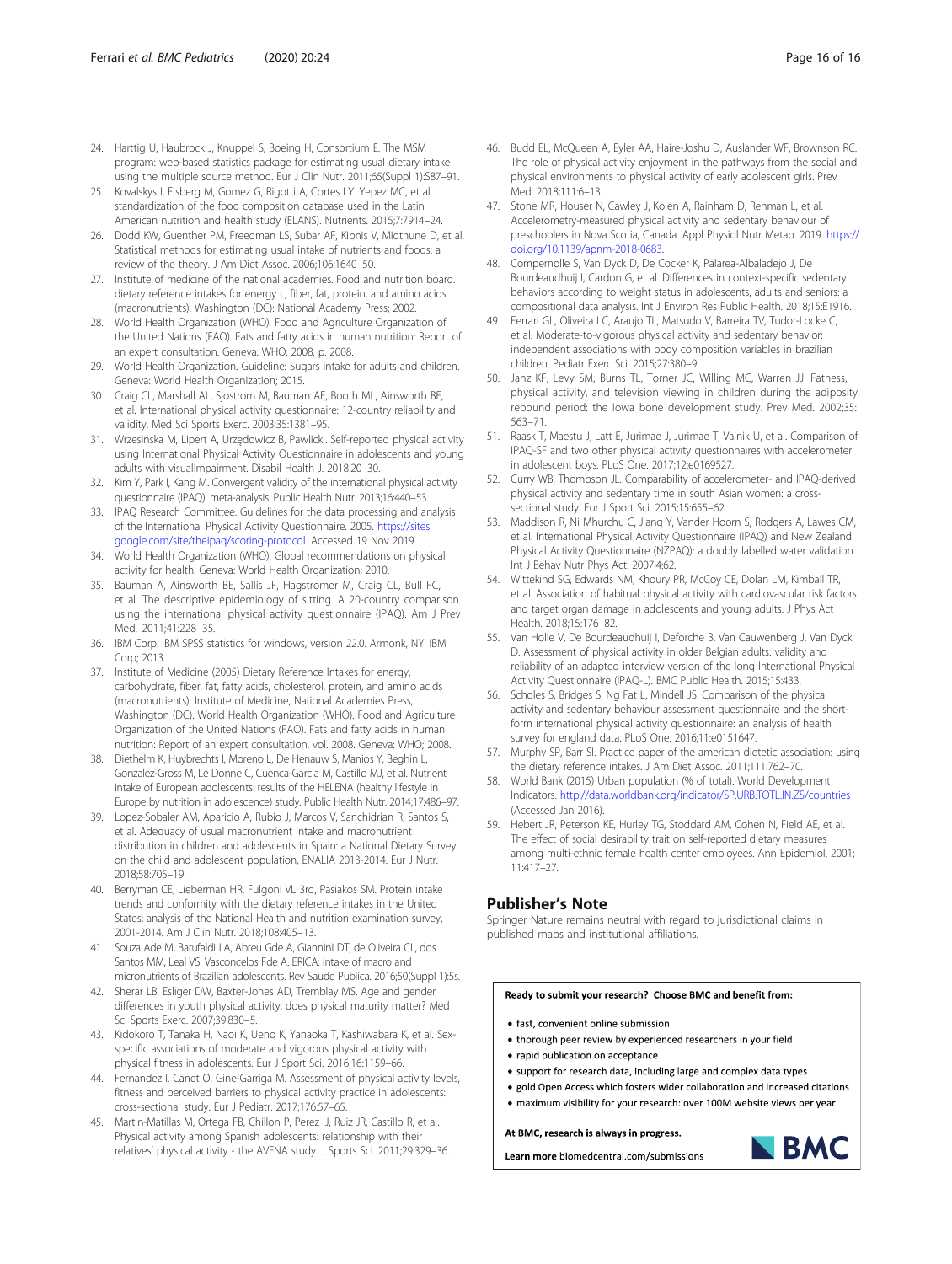24. Harttig U, Haubrock J, Knuppel S, Boeing H, Consortium E. The MSM program: web-based statistics package for estimating usual dietary intake using the multiple source method. Eur J Clin Nutr. 2011;65(Suppl 1):S87–91.
25. Kovalskys I, Fisberg M, Gomez G, Rigotti A, Cortes LY. Yepez MC, et al standardization of the food composition database used in the Latin American nutrition and health study (ELANS). Nutrients. 2015;7:7914–24.
26. Dodd KW, Guenther PM, Freedman LS, Subar AF, Kipnis V, Midthune D, et al. Statistical methods for estimating usual intake of nutrients and foods: a review of the theory. J Am Diet Assoc. 2006;106:1640–50.
27. Institute of medicine of the national academies. Food and nutrition board. dietary reference intakes for energy c, fiber, fat, protein, and amino acids (macronutrients). Washington (DC): National Academy Press; 2002.
28. World Health Organization (WHO). Food and Agriculture Organization of the United Nations (FAO). Fats and fatty acids in human nutrition: Report of an expert consultation. Geneva: WHO; 2008. p. 2008.
29. World Health Organization. Guideline: Sugars intake for adults and children. Geneva: World Health Organization; 2015.
30. Craig CL, Marshall AL, Sjostrom M, Bauman AE, Booth ML, Ainsworth BE, et al. International physical activity questionnaire: 12-country reliability and validity. Med Sci Sports Exerc. 2003;35:1381–95.
31. Wrzesińska M, Lipert A, Urzędowicz B, Pawlicki. Self-reported physical activity using International Physical Activity Questionnaire in adolescents and young adults with visualimpairment. Disabil Health J. 2018:20–30.
32. Kim Y, Park I, Kang M. Convergent validity of the international physical activity questionnaire (IPAQ): meta-analysis. Public Health Nutr. 2013;16:440–53.
33. IPAQ Research Committee. Guidelines for the data processing and analysis of the International Physical Activity Questionnaire. 2005. https://sites.google.com/site/theipaq/scoring-protocol. Accessed 19 Nov 2019.
34. World Health Organization (WHO). Global recommendations on physical activity for health. Geneva: World Health Organization; 2010.
35. Bauman A, Ainsworth BE, Sallis JF, Hagstromer M, Craig CL, Bull FC, et al. The descriptive epidemiology of sitting. A 20-country comparison using the international physical activity questionnaire (IPAQ). Am J Prev Med. 2011;41:228–35.
36. IBM Corp. IBM SPSS statistics for windows, version 22.0. Armonk, NY: IBM Corp; 2013.
37. Institute of Medicine (2005) Dietary Reference Intakes for energy, carbohydrate, fiber, fat, fatty acids, cholesterol, protein, and amino acids (macronutrients). Institute of Medicine, National Academies Press, Washington (DC). World Health Organization (WHO). Food and Agriculture Organization of the United Nations (FAO). Fats and fatty acids in human nutrition: Report of an expert consultation, vol. 2008. Geneva: WHO; 2008.
38. Diethelm K, Huybrechts I, Moreno L, De Henauw S, Manios Y, Beghin L, Gonzalez-Gross M, Le Donne C, Cuenca-Garcia M, Castillo MJ, et al. Nutrient intake of European adolescents: results of the HELENA (healthy lifestyle in Europe by nutrition in adolescence) study. Public Health Nutr. 2014;17:486–97.
39. Lopez-Sobaler AM, Aparicio A, Rubio J, Marcos V, Sanchidrian R, Santos S, et al. Adequacy of usual macronutrient intake and macronutrient distribution in children and adolescents in Spain: a National Dietary Survey on the child and adolescent population, ENALIA 2013-2014. Eur J Nutr. 2018;58:705–19.
40. Berryman CE, Lieberman HR, Fulgoni VL 3rd, Pasiakos SM. Protein intake trends and conformity with the dietary reference intakes in the United States: analysis of the National Health and nutrition examination survey, 2001-2014. Am J Clin Nutr. 2018;108:405–13.
41. Souza Ade M, Barufaldi LA, Abreu Gde A, Giannini DT, de Oliveira CL, dos Santos MM, Leal VS, Vasconcelos Fde A. ERICA: intake of macro and micronutrients of Brazilian adolescents. Rev Saude Publica. 2016;50(Suppl 1):5s.
42. Sherar LB, Esliger DW, Baxter-Jones AD, Tremblay MS. Age and gender differences in youth physical activity: does physical maturity matter? Med Sci Sports Exerc. 2007;39:830–5.
43. Kidokoro T, Tanaka H, Naoi K, Ueno K, Yanaoka T, Kashiwabara K, et al. Sex-specific associations of moderate and vigorous physical activity with physical fitness in adolescents. Eur J Sport Sci. 2016;16:1159–66.
44. Fernandez I, Canet O, Gine-Garriga M. Assessment of physical activity levels, fitness and perceived barriers to physical activity practice in adolescents: cross-sectional study. Eur J Pediatr. 2017;176:57–65.
45. Martin-Matillas M, Ortega FB, Chillon P, Perez IJ, Ruiz JR, Castillo R, et al. Physical activity among Spanish adolescents: relationship with their relatives' physical activity - the AVENA study. J Sports Sci. 2011;29:329–36.
46. Budd EL, McQueen A, Eyler AA, Haire-Joshu D, Auslander WF, Brownson RC. The role of physical activity enjoyment in the pathways from the social and physical environments to physical activity of early adolescent girls. Prev Med. 2018;111:6–13.
47. Stone MR, Houser N, Cawley J, Kolen A, Rainham D, Rehman L, et al. Accelerometry-measured physical activity and sedentary behaviour of preschoolers in Nova Scotia, Canada. Appl Physiol Nutr Metab. 2019. https://doi.org/10.1139/apnm-2018-0683.
48. Compernolle S, Van Dyck D, De Cocker K, Palarea-Albaladejo J, De Bourdeaudhuij I, Cardon G, et al. Differences in context-specific sedentary behaviors according to weight status in adolescents, adults and seniors: a compositional data analysis. Int J Environ Res Public Health. 2018;15:E1916.
49. Ferrari GL, Oliveira LC, Araujo TL, Matsudo V, Barreira TV, Tudor-Locke C, et al. Moderate-to-vigorous physical activity and sedentary behavior: independent associations with body composition variables in brazilian children. Pediatr Exerc Sci. 2015;27:380–9.
50. Janz KF, Levy SM, Burns TL, Torner JC, Willing MC, Warren JJ. Fatness, physical activity, and television viewing in children during the adiposity rebound period: the Iowa bone development study. Prev Med. 2002;35:563–71.
51. Raask T, Maestu J, Latt E, Jurimae J, Jurimae T, Vainik U, et al. Comparison of IPAQ-SF and two other physical activity questionnaires with accelerometer in adolescent boys. PLoS One. 2017;12:e0169527.
52. Curry WB, Thompson JL. Comparability of accelerometer- and IPAQ-derived physical activity and sedentary time in south Asian women: a cross-sectional study. Eur J Sport Sci. 2015;15:655–62.
53. Maddison R, Ni Mhurchu C, Jiang Y, Vander Hoorn S, Rodgers A, Lawes CM, et al. International Physical Activity Questionnaire (IPAQ) and New Zealand Physical Activity Questionnaire (NZPAQ): a doubly labelled water validation. Int J Behav Nutr Phys Act. 2007;4:62.
54. Wittekind SG, Edwards NM, Khoury PR, McCoy CE, Dolan LM, Kimball TR, et al. Association of habitual physical activity with cardiovascular risk factors and target organ damage in adolescents and young adults. J Phys Act Health. 2018;15:176–82.
55. Van Holle V, De Bourdeaudhuij I, Deforche B, Van Cauwenberg J, Van Dyck D. Assessment of physical activity in older Belgian adults: validity and reliability of an adapted interview version of the long International Physical Activity Questionnaire (IPAQ-L). BMC Public Health. 2015;15:433.
56. Scholes S, Bridges S, Ng Fat L, Mindell JS. Comparison of the physical activity and sedentary behaviour assessment questionnaire and the short-form international physical activity questionnaire: an analysis of health survey for england data. PLoS One. 2016;11:e0151647.
57. Murphy SP, Barr SI. Practice paper of the american dietetic association: using the dietary reference intakes. J Am Diet Assoc. 2011;111:762–70.
58. World Bank (2015) Urban population (% of total). World Development Indicators. http://data.worldbank.org/indicator/SP.URB.TOTL.IN.ZS/countries (Accessed Jan 2016).
59. Hebert JR, Peterson KE, Hurley TG, Stoddard AM, Cohen N, Field AE, et al. The effect of social desirability trait on self-reported dietary measures among multi-ethnic female health center employees. Ann Epidemiol. 2001;11:417–27.

## Publisher's Note

Springer Nature remains neutral with regard to jurisdictional claims in published maps and institutional affiliations.

**Ready to submit your research? Choose BMC and benefit from:**

- fast, convenient online submission
- thorough peer review by experienced researchers in your field
- rapid publication on acceptance
- support for research data, including large and complex data types
- gold Open Access which fosters wider collaboration and increased citations
- maximum visibility for your research: over 100M website views per year

**At BMC, research is always in progress.**

**Learn more** biomedcentral.com/submissions